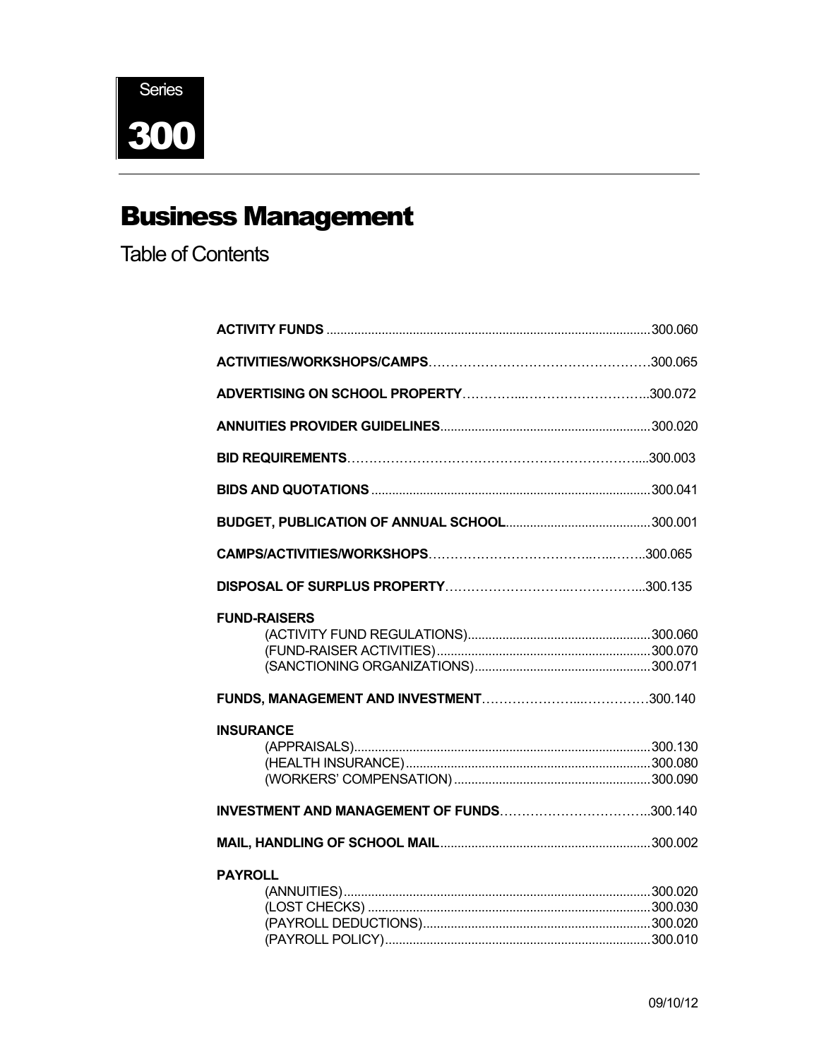Series

# 300

# Business Management

## Table of Contents

**ACTIVITY FUNDS** .......... 300.060

**ACTIVITIES/WORKSHOPS/CAMPS** .......... 300.065

**ADVERTISING ON SCHOOL PROPERTY** .......... 300.072

**ANNUITIES PROVIDER GUIDELINES** .......... 300.020

**BID REQUIREMENTS** .......... 300.003

**BIDS AND QUOTATIONS** .......... 300.041

**BUDGET, PUBLICATION OF ANNUAL SCHOOL** .......... 300.001

**CAMPS/ACTIVITIES/WORKSHOPS** .......... 300.065

**DISPOSAL OF SURPLUS PROPERTY** .......... 300.135

**FUND-RAISERS**
- (ACTIVITY FUND REGULATIONS) .......... 300.060
- (FUND-RAISER ACTIVITIES) .......... 300.070
- (SANCTIONING ORGANIZATIONS) .......... 300.071

**FUNDS, MANAGEMENT AND INVESTMENT** .......... 300.140

**INSURANCE**
- (APPRAISALS) .......... 300.130
- (HEALTH INSURANCE) .......... 300.080
- (WORKERS' COMPENSATION) .......... 300.090

**INVESTMENT AND MANAGEMENT OF FUNDS** .......... 300.140

**MAIL, HANDLING OF SCHOOL MAIL** .......... 300.002

**PAYROLL**
- (ANNUITIES) .......... 300.020
- (LOST CHECKS) .......... 300.030
- (PAYROLL DEDUCTIONS) .......... 300.020
- (PAYROLL POLICY) .......... 300.010

09/10/12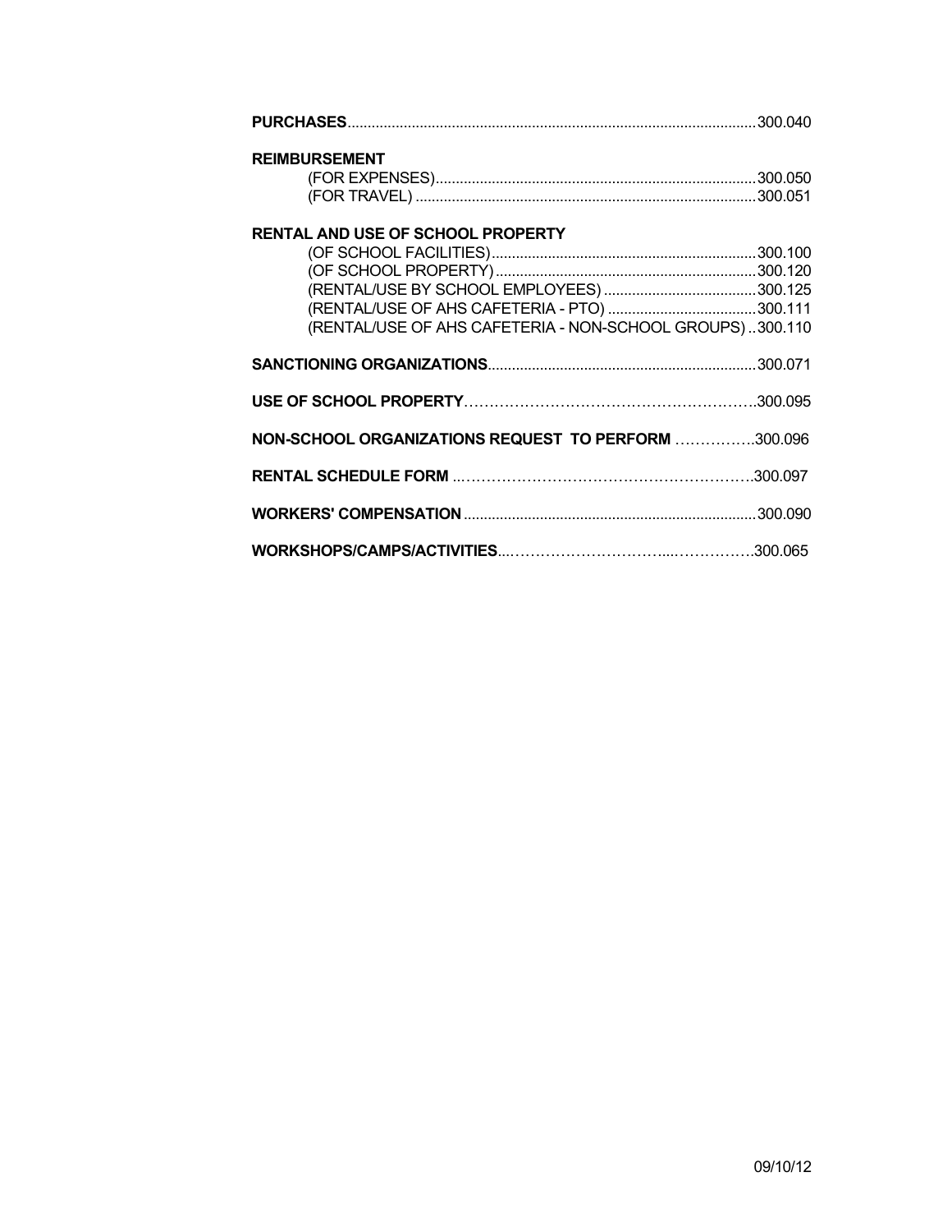**PURCHASES**......................................................................................................300.040

**REIMBURSEMENT**

(FOR EXPENSES)................................................................................300.050

(FOR TRAVEL) ....................................................................................300.051

**RENTAL AND USE OF SCHOOL PROPERTY**

(OF SCHOOL FACILITIES)..................................................................300.100

(OF SCHOOL PROPERTY).................................................................300.120

(RENTAL/USE BY SCHOOL EMPLOYEES) ......................................300.125

(RENTAL/USE OF AHS CAFETERIA - PTO) .....................................300.111

(RENTAL/USE OF AHS CAFETERIA - NON-SCHOOL GROUPS) ..300.110

**SANCTIONING ORGANIZATIONS**...................................................................300.071

**USE OF SCHOOL PROPERTY**…………………………………………………..300.095

**NON-SCHOOL ORGANIZATIONS REQUEST TO PERFORM** …………….300.096

**RENTAL SCHEDULE FORM** ..…………………………………………………..300.097

**WORKERS' COMPENSATION**.........................................................................300.090

**WORKSHOPS/CAMPS/ACTIVITIES**...…………………………...…………….300.065

09/10/12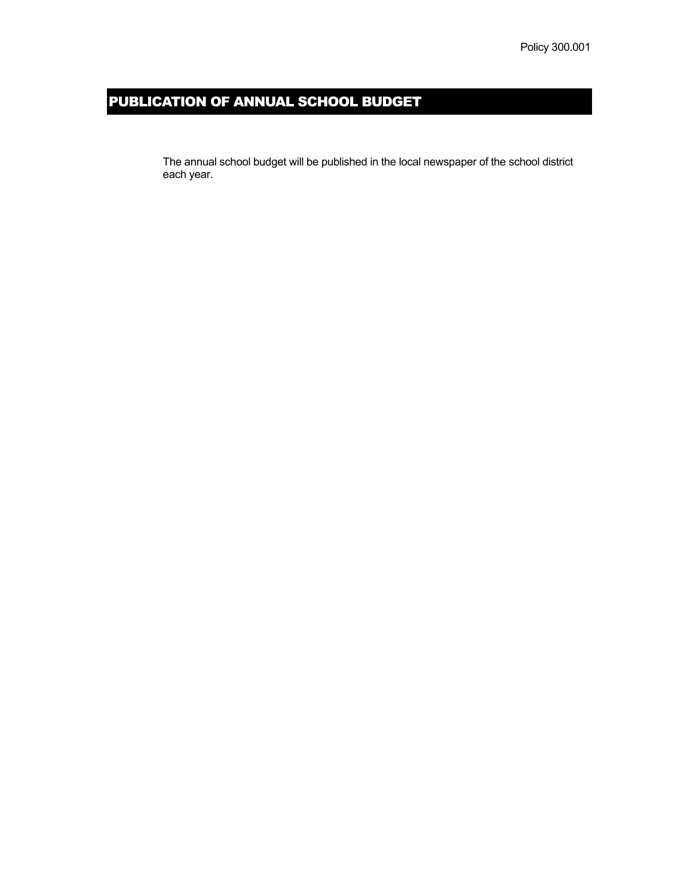Policy 300.001

# PUBLICATION OF ANNUAL SCHOOL BUDGET

The annual school budget will be published in the local newspaper of the school district each year.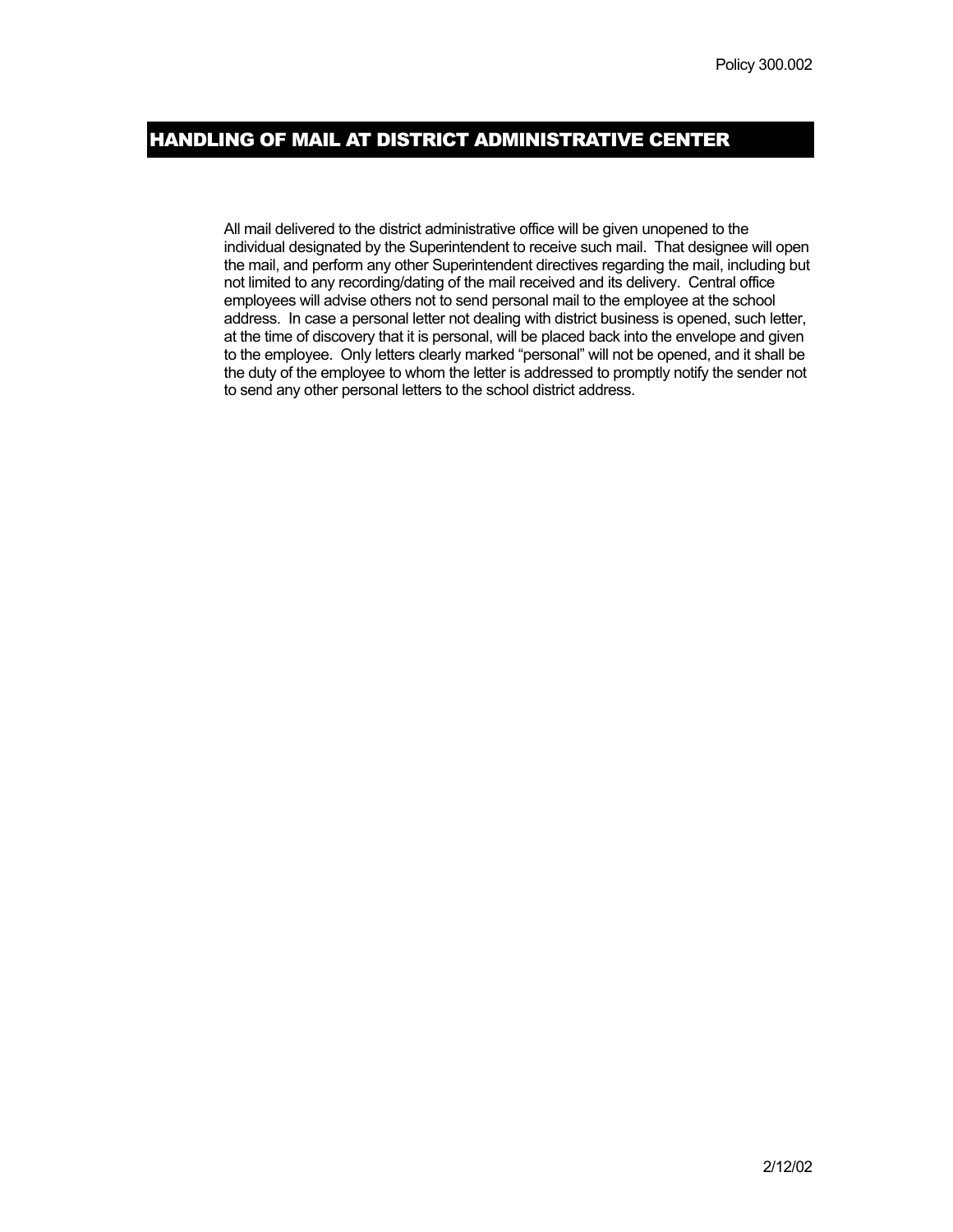# HANDLING OF MAIL AT DISTRICT ADMINISTRATIVE CENTER

All mail delivered to the district administrative office will be given unopened to the individual designated by the Superintendent to receive such mail. That designee will open the mail, and perform any other Superintendent directives regarding the mail, including but not limited to any recording/dating of the mail received and its delivery. Central office employees will advise others not to send personal mail to the employee at the school address. In case a personal letter not dealing with district business is opened, such letter, at the time of discovery that it is personal, will be placed back into the envelope and given to the employee. Only letters clearly marked "personal" will not be opened, and it shall be the duty of the employee to whom the letter is addressed to promptly notify the sender not to send any other personal letters to the school district address.

2/12/02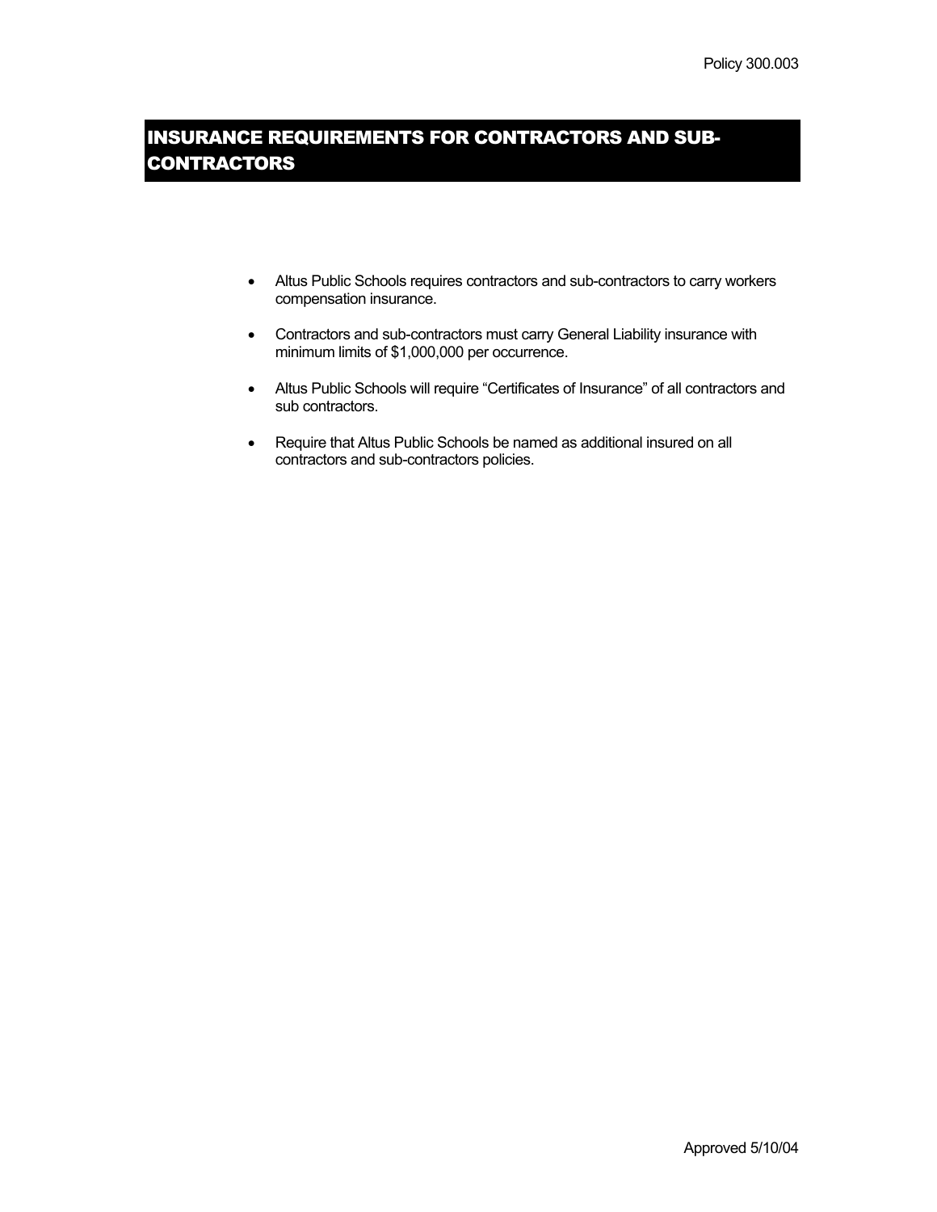Policy 300.003

# INSURANCE REQUIREMENTS FOR CONTRACTORS AND SUB-CONTRACTORS

- Altus Public Schools requires contractors and sub-contractors to carry workers compensation insurance.
- Contractors and sub-contractors must carry General Liability insurance with minimum limits of $1,000,000 per occurrence.
- Altus Public Schools will require "Certificates of Insurance" of all contractors and sub contractors.
- Require that Altus Public Schools be named as additional insured on all contractors and sub-contractors policies.

Approved 5/10/04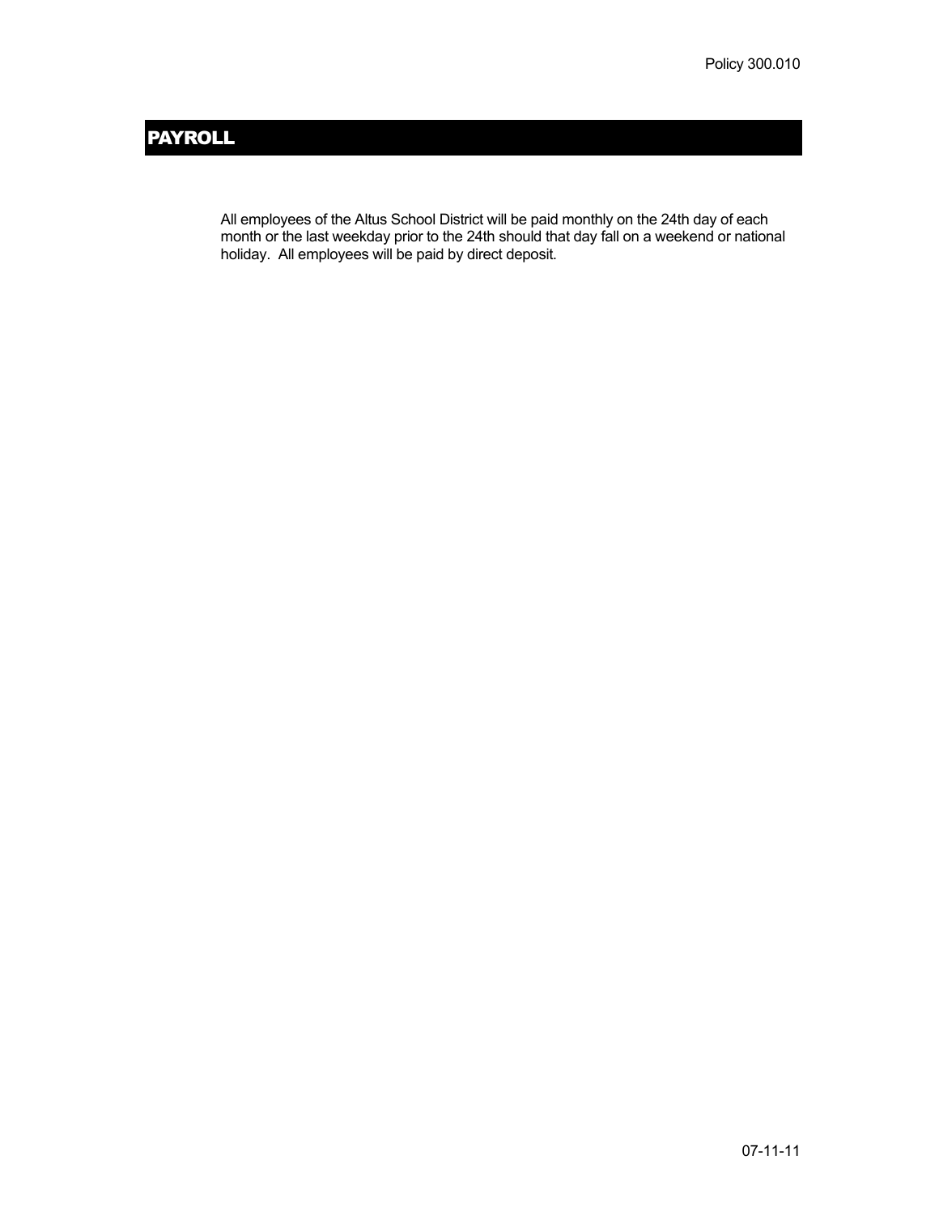Policy 300.010

## PAYROLL

All employees of the Altus School District will be paid monthly on the 24th day of each month or the last weekday prior to the 24th should that day fall on a weekend or national holiday. All employees will be paid by direct deposit.

07-11-11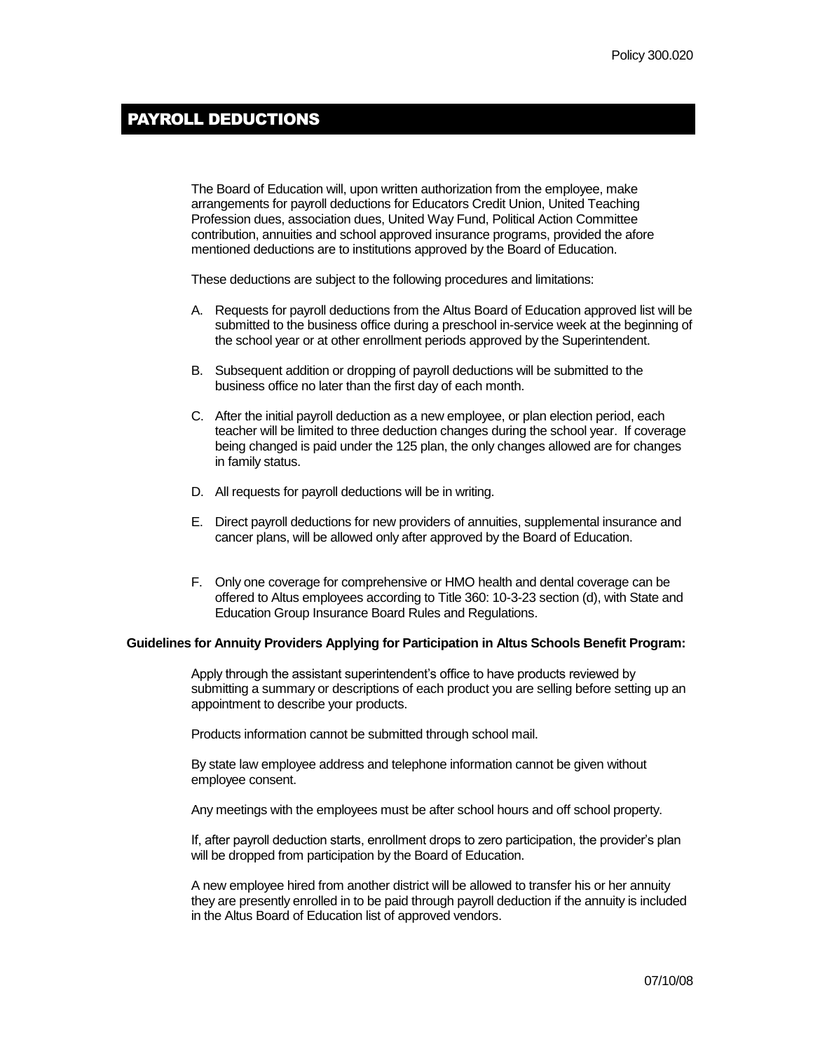# PAYROLL DEDUCTIONS

The Board of Education will, upon written authorization from the employee, make arrangements for payroll deductions for Educators Credit Union, United Teaching Profession dues, association dues, United Way Fund, Political Action Committee contribution, annuities and school approved insurance programs, provided the afore mentioned deductions are to institutions approved by the Board of Education.

These deductions are subject to the following procedures and limitations:

A. Requests for payroll deductions from the Altus Board of Education approved list will be submitted to the business office during a preschool in-service week at the beginning of the school year or at other enrollment periods approved by the Superintendent.

B. Subsequent addition or dropping of payroll deductions will be submitted to the business office no later than the first day of each month.

C. After the initial payroll deduction as a new employee, or plan election period, each teacher will be limited to three deduction changes during the school year. If coverage being changed is paid under the 125 plan, the only changes allowed are for changes in family status.

D. All requests for payroll deductions will be in writing.

E. Direct payroll deductions for new providers of annuities, supplemental insurance and cancer plans, will be allowed only after approved by the Board of Education.

F. Only one coverage for comprehensive or HMO health and dental coverage can be offered to Altus employees according to Title 360: 10-3-23 section (d), with State and Education Group Insurance Board Rules and Regulations.

**Guidelines for Annuity Providers Applying for Participation in Altus Schools Benefit Program:**

Apply through the assistant superintendent's office to have products reviewed by submitting a summary or descriptions of each product you are selling before setting up an appointment to describe your products.

Products information cannot be submitted through school mail.

By state law employee address and telephone information cannot be given without employee consent.

Any meetings with the employees must be after school hours and off school property.

If, after payroll deduction starts, enrollment drops to zero participation, the provider's plan will be dropped from participation by the Board of Education.

A new employee hired from another district will be allowed to transfer his or her annuity they are presently enrolled in to be paid through payroll deduction if the annuity is included in the Altus Board of Education list of approved vendors.

07/10/08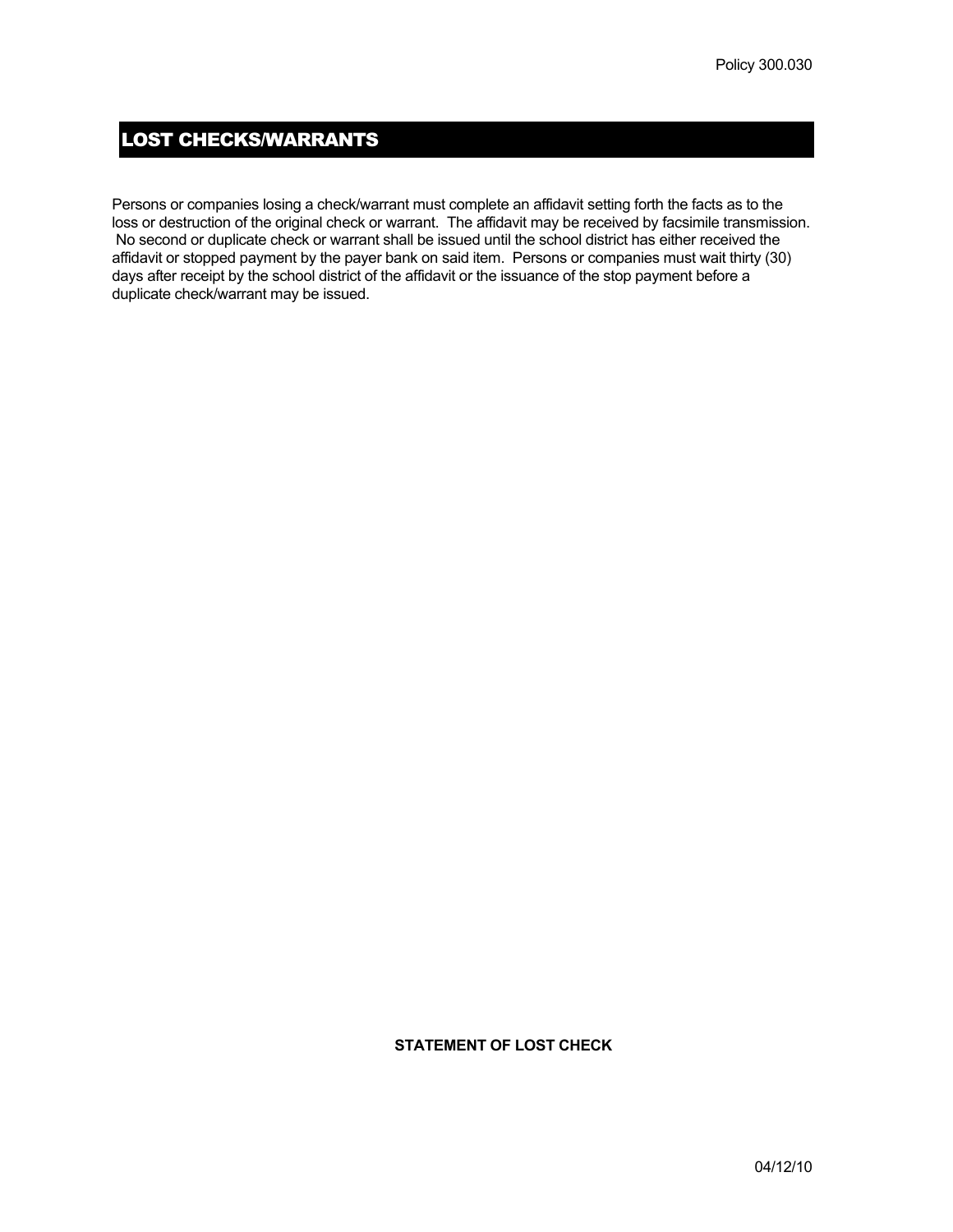# LOST CHECKS/WARRANTS

Persons or companies losing a check/warrant must complete an affidavit setting forth the facts as to the loss or destruction of the original check or warrant. The affidavit may be received by facsimile transmission. No second or duplicate check or warrant shall be issued until the school district has either received the affidavit or stopped payment by the payer bank on said item. Persons or companies must wait thirty (30) days after receipt by the school district of the affidavit or the issuance of the stop payment before a duplicate check/warrant may be issued.

**STATEMENT OF LOST CHECK**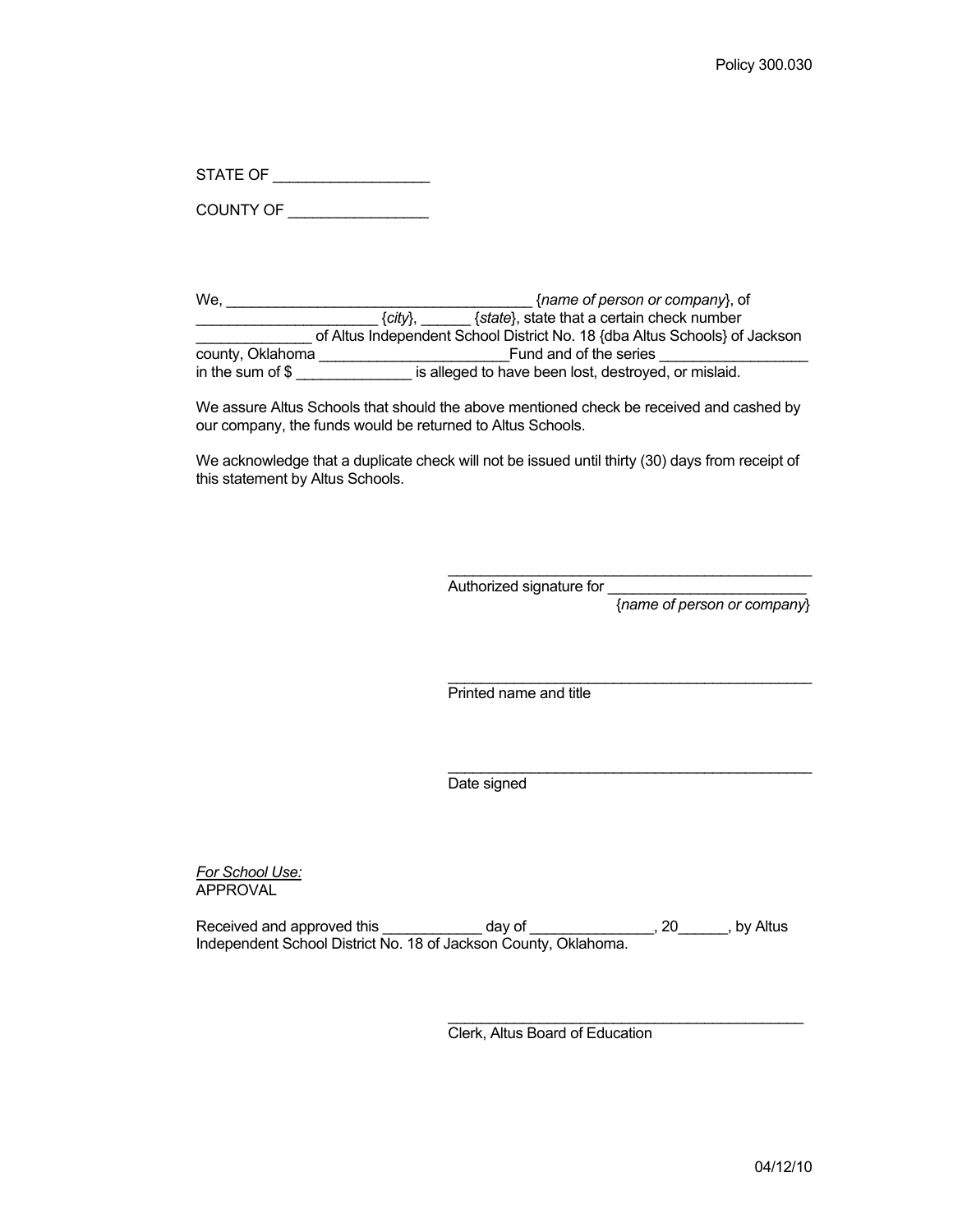STATE OF ___________________

COUNTY OF _________________

We, _____________________________________ {*name of person or company*}, of ______________________ {*city*}, ______ {*state*}, state that a certain check number ______________ of Altus Independent School District No. 18 {dba Altus Schools} of Jackson county, Oklahoma _______________________Fund and of the series __________________ in the sum of $ ______________ is alleged to have been lost, destroyed, or mislaid.

We assure Altus Schools that should the above mentioned check be received and cashed by our company, the funds would be returned to Altus Schools.

We acknowledge that a duplicate check will not be issued until thirty (30) days from receipt of this statement by Altus Schools.

______________________________________________
Authorized signature for ________________________
{*name of person or company*}

______________________________________________
Printed name and title

______________________________________________
Date signed

*For School Use:*
APPROVAL

Received and approved this ____________ day of _______________, 20______, by Altus Independent School District No. 18 of Jackson County, Oklahoma.

_____________________________________________
Clerk, Altus Board of Education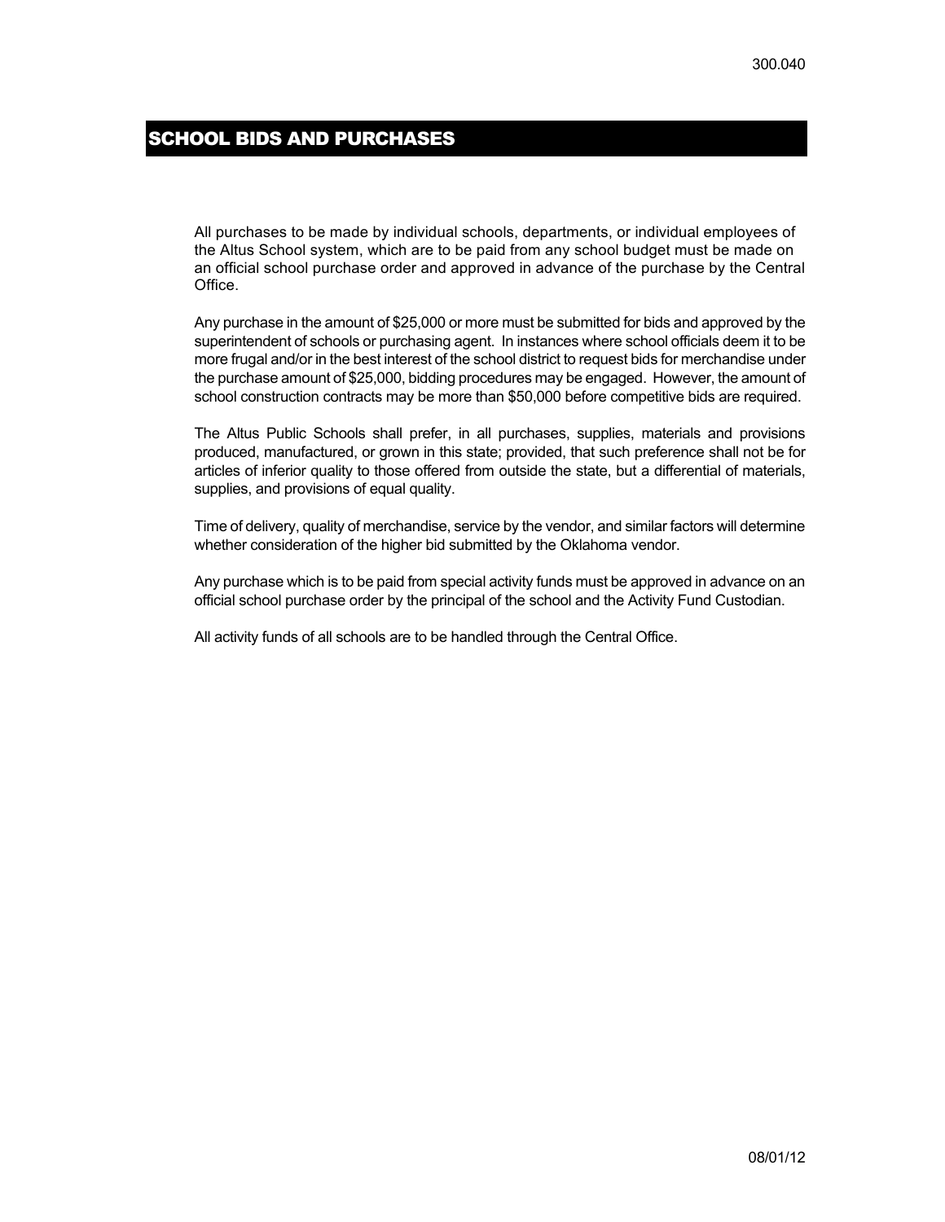300.040

## SCHOOL BIDS AND PURCHASES

All purchases to be made by individual schools, departments, or individual employees of the Altus School system, which are to be paid from any school budget must be made on an official school purchase order and approved in advance of the purchase by the Central Office.

Any purchase in the amount of $25,000 or more must be submitted for bids and approved by the superintendent of schools or purchasing agent. In instances where school officials deem it to be more frugal and/or in the best interest of the school district to request bids for merchandise under the purchase amount of $25,000, bidding procedures may be engaged. However, the amount of school construction contracts may be more than $50,000 before competitive bids are required.

The Altus Public Schools shall prefer, in all purchases, supplies, materials and provisions produced, manufactured, or grown in this state; provided, that such preference shall not be for articles of inferior quality to those offered from outside the state, but a differential of materials, supplies, and provisions of equal quality.

Time of delivery, quality of merchandise, service by the vendor, and similar factors will determine whether consideration of the higher bid submitted by the Oklahoma vendor.

Any purchase which is to be paid from special activity funds must be approved in advance on an official school purchase order by the principal of the school and the Activity Fund Custodian.

All activity funds of all schools are to be handled through the Central Office.

08/01/12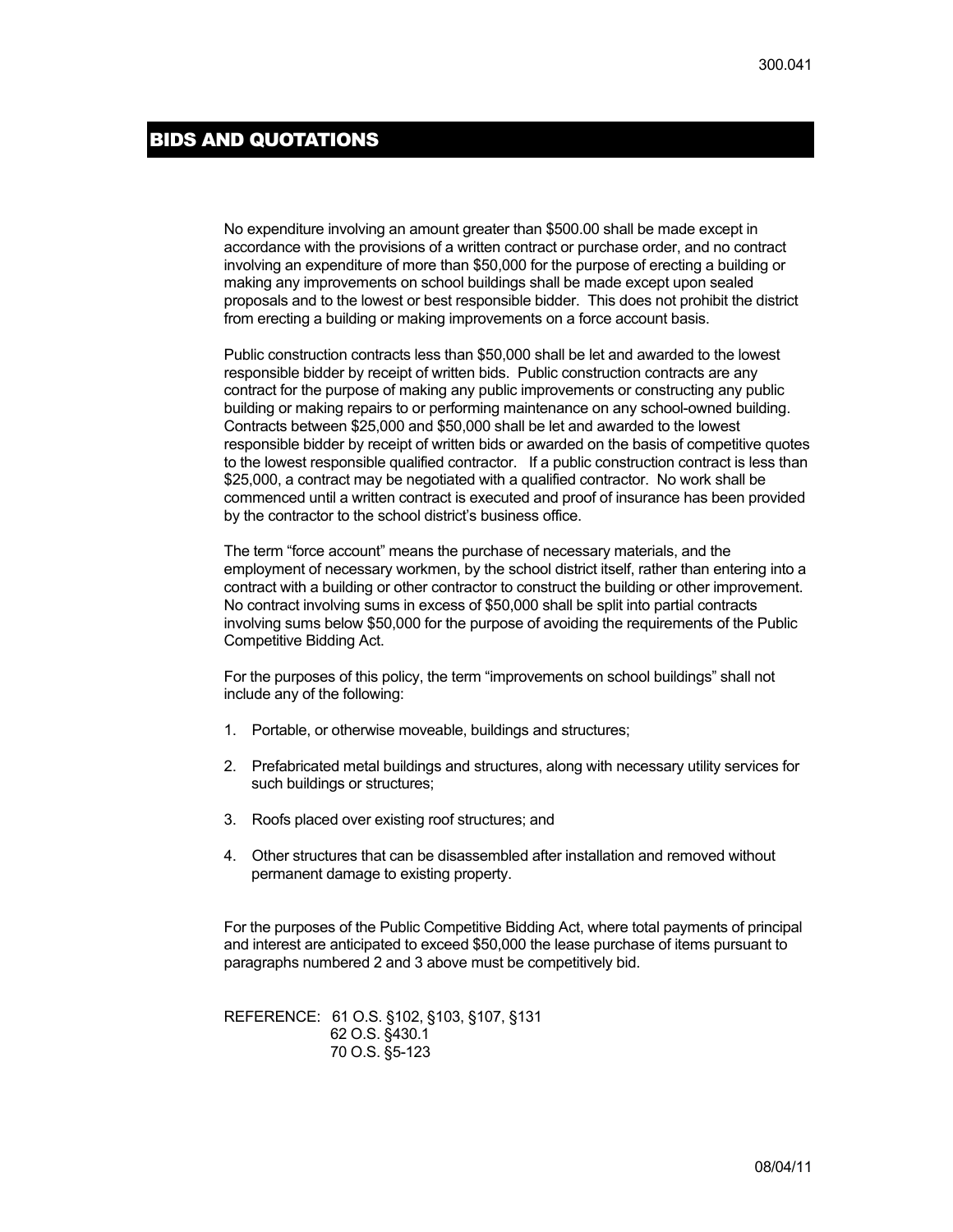# BIDS AND QUOTATIONS

No expenditure involving an amount greater than $500.00 shall be made except in accordance with the provisions of a written contract or purchase order, and no contract involving an expenditure of more than $50,000 for the purpose of erecting a building or making any improvements on school buildings shall be made except upon sealed proposals and to the lowest or best responsible bidder. This does not prohibit the district from erecting a building or making improvements on a force account basis.

Public construction contracts less than $50,000 shall be let and awarded to the lowest responsible bidder by receipt of written bids. Public construction contracts are any contract for the purpose of making any public improvements or constructing any public building or making repairs to or performing maintenance on any school-owned building. Contracts between $25,000 and $50,000 shall be let and awarded to the lowest responsible bidder by receipt of written bids or awarded on the basis of competitive quotes to the lowest responsible qualified contractor. If a public construction contract is less than $25,000, a contract may be negotiated with a qualified contractor. No work shall be commenced until a written contract is executed and proof of insurance has been provided by the contractor to the school district's business office.

The term "force account" means the purchase of necessary materials, and the employment of necessary workmen, by the school district itself, rather than entering into a contract with a building or other contractor to construct the building or other improvement. No contract involving sums in excess of $50,000 shall be split into partial contracts involving sums below $50,000 for the purpose of avoiding the requirements of the Public Competitive Bidding Act.

For the purposes of this policy, the term "improvements on school buildings" shall not include any of the following:

1. Portable, or otherwise moveable, buildings and structures;
2. Prefabricated metal buildings and structures, along with necessary utility services for such buildings or structures;
3. Roofs placed over existing roof structures; and
4. Other structures that can be disassembled after installation and removed without permanent damage to existing property.

For the purposes of the Public Competitive Bidding Act, where total payments of principal and interest are anticipated to exceed $50,000 the lease purchase of items pursuant to paragraphs numbered 2 and 3 above must be competitively bid.

REFERENCE: 61 O.S. §102, §103, §107, §131
62 O.S. §430.1
70 O.S. §5-123

08/04/11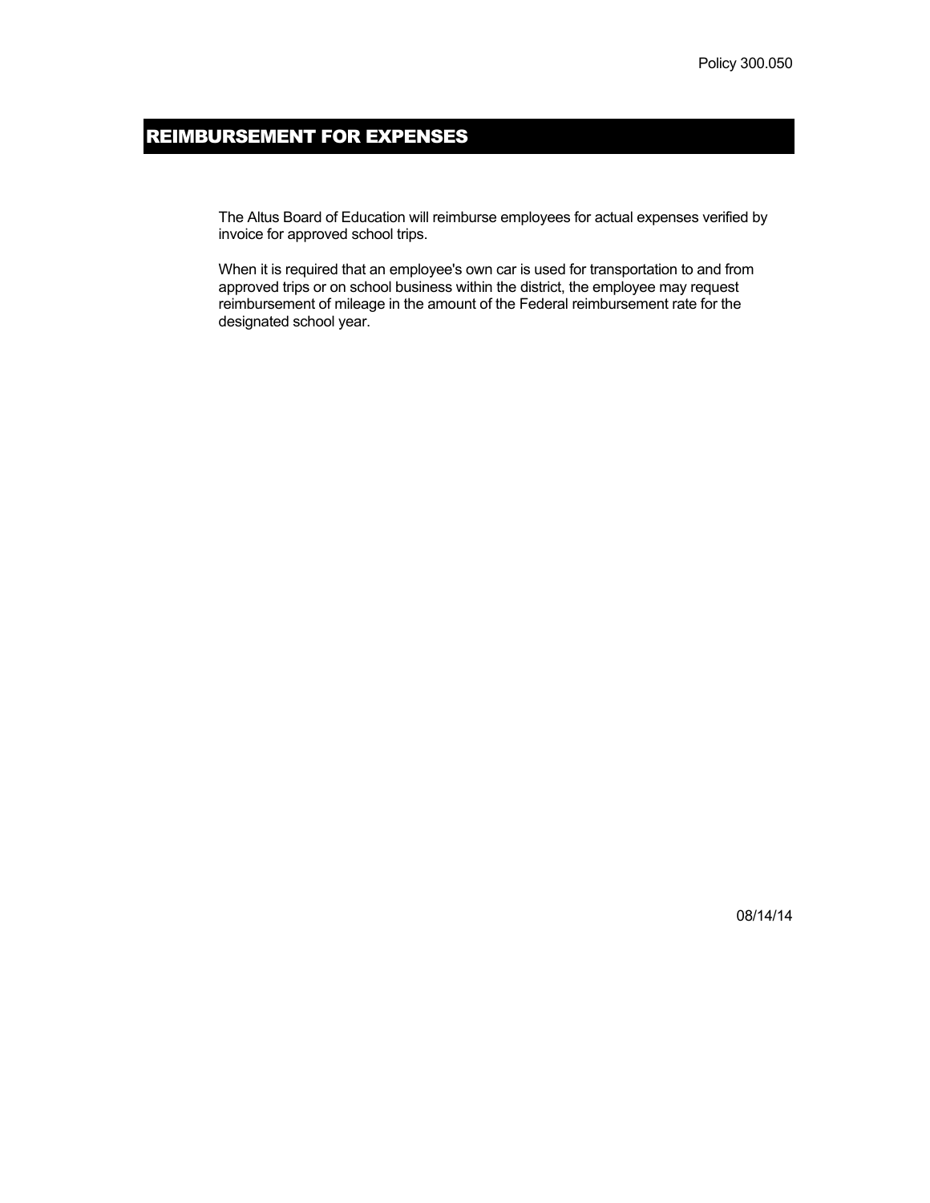Policy 300.050

# REIMBURSEMENT FOR EXPENSES

The Altus Board of Education will reimburse employees for actual expenses verified by invoice for approved school trips.

When it is required that an employee's own car is used for transportation to and from approved trips or on school business within the district, the employee may request reimbursement of mileage in the amount of the Federal reimbursement rate for the designated school year.

08/14/14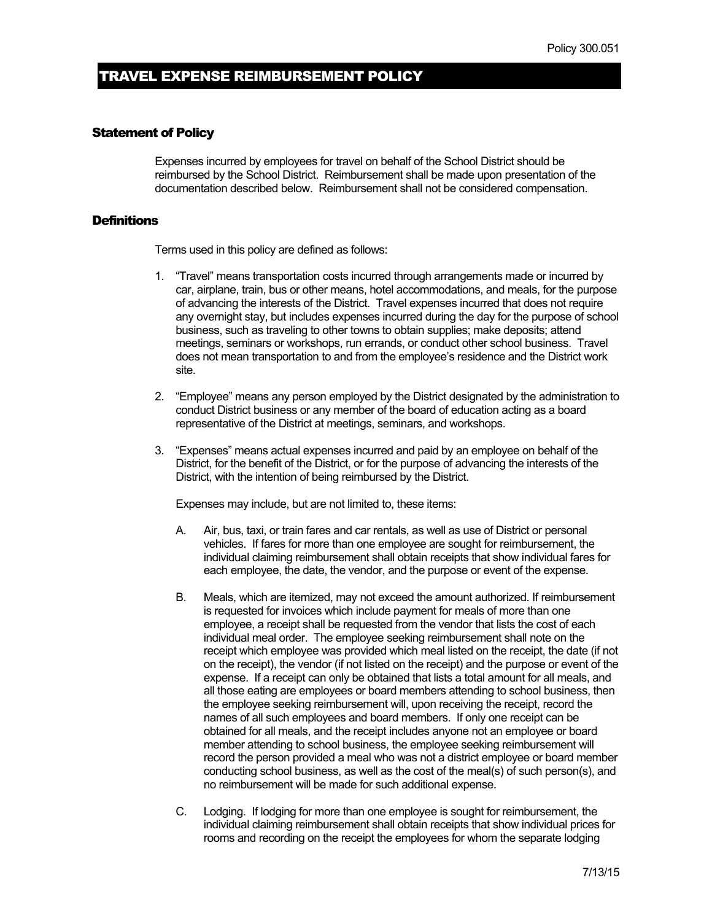# TRAVEL EXPENSE REIMBURSEMENT POLICY

## Statement of Policy

Expenses incurred by employees for travel on behalf of the School District should be reimbursed by the School District. Reimbursement shall be made upon presentation of the documentation described below. Reimbursement shall not be considered compensation.

## Definitions

Terms used in this policy are defined as follows:

1. "Travel" means transportation costs incurred through arrangements made or incurred by car, airplane, train, bus or other means, hotel accommodations, and meals, for the purpose of advancing the interests of the District. Travel expenses incurred that does not require any overnight stay, but includes expenses incurred during the day for the purpose of school business, such as traveling to other towns to obtain supplies; make deposits; attend meetings, seminars or workshops, run errands, or conduct other school business. Travel does not mean transportation to and from the employee's residence and the District work site.

2. "Employee" means any person employed by the District designated by the administration to conduct District business or any member of the board of education acting as a board representative of the District at meetings, seminars, and workshops.

3. "Expenses" means actual expenses incurred and paid by an employee on behalf of the District, for the benefit of the District, or for the purpose of advancing the interests of the District, with the intention of being reimbursed by the District.

   Expenses may include, but are not limited to, these items:

   A. Air, bus, taxi, or train fares and car rentals, as well as use of District or personal vehicles. If fares for more than one employee are sought for reimbursement, the individual claiming reimbursement shall obtain receipts that show individual fares for each employee, the date, the vendor, and the purpose or event of the expense.

   B. Meals, which are itemized, may not exceed the amount authorized. If reimbursement is requested for invoices which include payment for meals of more than one employee, a receipt shall be requested from the vendor that lists the cost of each individual meal order. The employee seeking reimbursement shall note on the receipt which employee was provided which meal listed on the receipt, the date (if not on the receipt), the vendor (if not listed on the receipt) and the purpose or event of the expense. If a receipt can only be obtained that lists a total amount for all meals, and all those eating are employees or board members attending to school business, then the employee seeking reimbursement will, upon receiving the receipt, record the names of all such employees and board members. If only one receipt can be obtained for all meals, and the receipt includes anyone not an employee or board member attending to school business, the employee seeking reimbursement will record the person provided a meal who was not a district employee or board member conducting school business, as well as the cost of the meal(s) of such person(s), and no reimbursement will be made for such additional expense.

   C. Lodging. If lodging for more than one employee is sought for reimbursement, the individual claiming reimbursement shall obtain receipts that show individual prices for rooms and recording on the receipt the employees for whom the separate lodging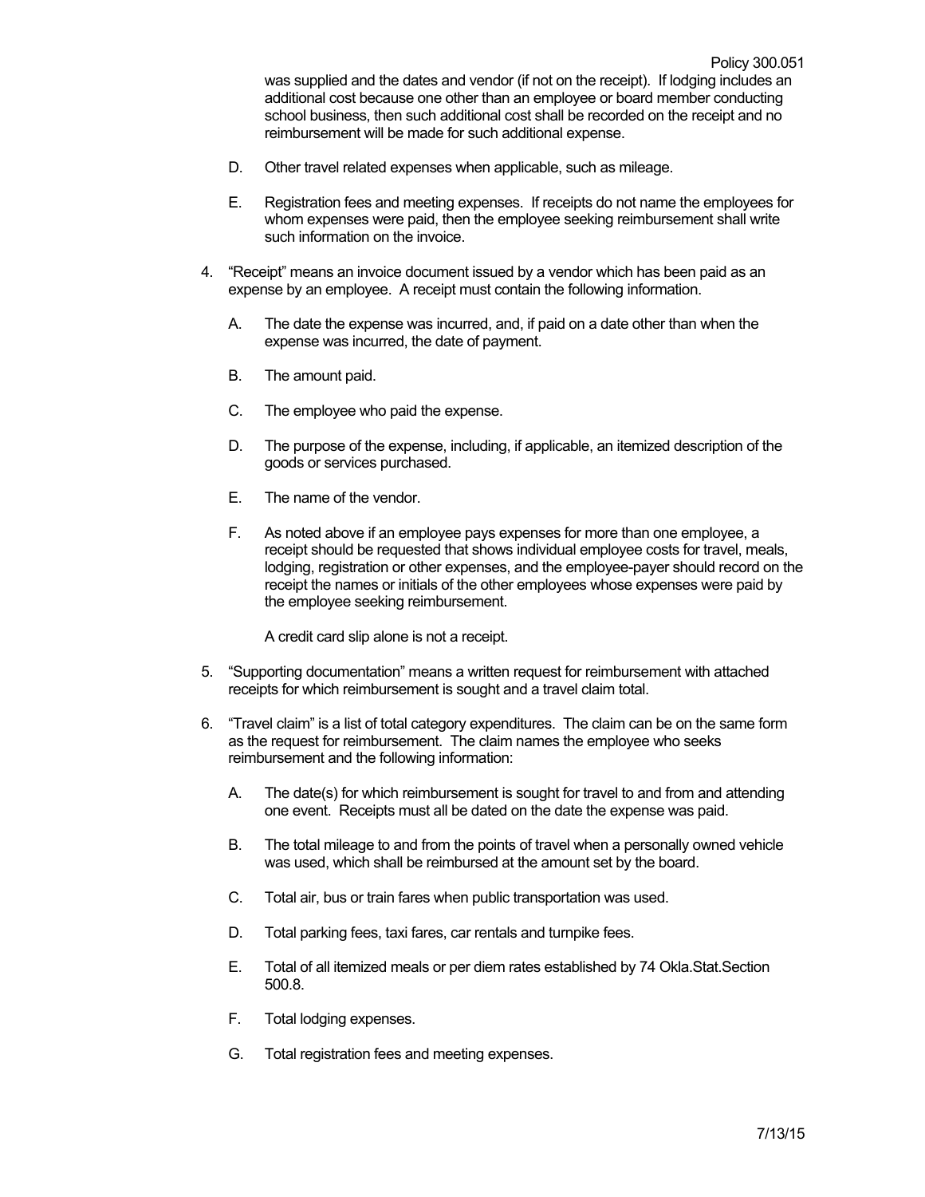was supplied and the dates and vendor (if not on the receipt). If lodging includes an additional cost because one other than an employee or board member conducting school business, then such additional cost shall be recorded on the receipt and no reimbursement will be made for such additional expense.

D. Other travel related expenses when applicable, such as mileage.

E. Registration fees and meeting expenses. If receipts do not name the employees for whom expenses were paid, then the employee seeking reimbursement shall write such information on the invoice.

4. "Receipt" means an invoice document issued by a vendor which has been paid as an expense by an employee. A receipt must contain the following information.

   A. The date the expense was incurred, and, if paid on a date other than when the expense was incurred, the date of payment.

   B. The amount paid.

   C. The employee who paid the expense.

   D. The purpose of the expense, including, if applicable, an itemized description of the goods or services purchased.

   E. The name of the vendor.

   F. As noted above if an employee pays expenses for more than one employee, a receipt should be requested that shows individual employee costs for travel, meals, lodging, registration or other expenses, and the employee-payer should record on the receipt the names or initials of the other employees whose expenses were paid by the employee seeking reimbursement.

   A credit card slip alone is not a receipt.

5. "Supporting documentation" means a written request for reimbursement with attached receipts for which reimbursement is sought and a travel claim total.

6. "Travel claim" is a list of total category expenditures. The claim can be on the same form as the request for reimbursement. The claim names the employee who seeks reimbursement and the following information:

   A. The date(s) for which reimbursement is sought for travel to and from and attending one event. Receipts must all be dated on the date the expense was paid.

   B. The total mileage to and from the points of travel when a personally owned vehicle was used, which shall be reimbursed at the amount set by the board.

   C. Total air, bus or train fares when public transportation was used.

   D. Total parking fees, taxi fares, car rentals and turnpike fees.

   E. Total of all itemized meals or per diem rates established by 74 Okla.Stat.Section 500.8.

   F. Total lodging expenses.

   G. Total registration fees and meeting expenses.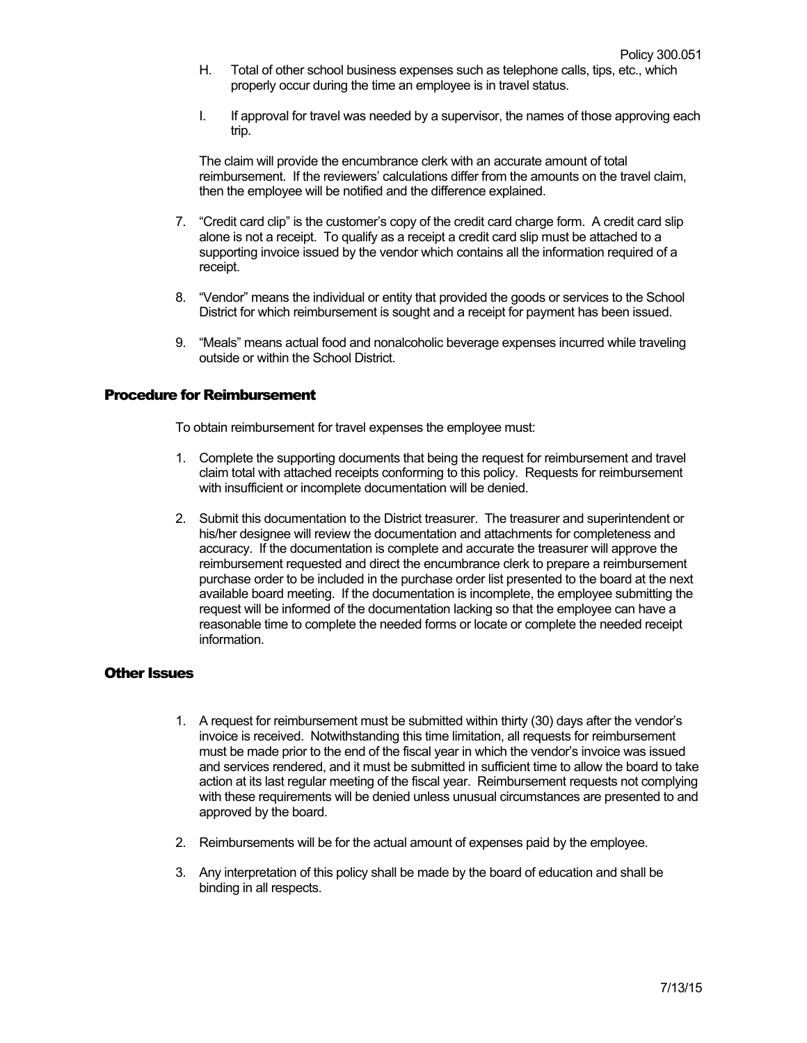H. Total of other school business expenses such as telephone calls, tips, etc., which properly occur during the time an employee is in travel status.

I. If approval for travel was needed by a supervisor, the names of those approving each trip.

The claim will provide the encumbrance clerk with an accurate amount of total reimbursement. If the reviewers' calculations differ from the amounts on the travel claim, then the employee will be notified and the difference explained.

7. "Credit card clip" is the customer's copy of the credit card charge form. A credit card slip alone is not a receipt. To qualify as a receipt a credit card slip must be attached to a supporting invoice issued by the vendor which contains all the information required of a receipt.

8. "Vendor" means the individual or entity that provided the goods or services to the School District for which reimbursement is sought and a receipt for payment has been issued.

9. "Meals" means actual food and nonalcoholic beverage expenses incurred while traveling outside or within the School District.

## Procedure for Reimbursement

To obtain reimbursement for travel expenses the employee must:

1. Complete the supporting documents that being the request for reimbursement and travel claim total with attached receipts conforming to this policy. Requests for reimbursement with insufficient or incomplete documentation will be denied.

2. Submit this documentation to the District treasurer. The treasurer and superintendent or his/her designee will review the documentation and attachments for completeness and accuracy. If the documentation is complete and accurate the treasurer will approve the reimbursement requested and direct the encumbrance clerk to prepare a reimbursement purchase order to be included in the purchase order list presented to the board at the next available board meeting. If the documentation is incomplete, the employee submitting the request will be informed of the documentation lacking so that the employee can have a reasonable time to complete the needed forms or locate or complete the needed receipt information.

## Other Issues

1. A request for reimbursement must be submitted within thirty (30) days after the vendor's invoice is received. Notwithstanding this time limitation, all requests for reimbursement must be made prior to the end of the fiscal year in which the vendor's invoice was issued and services rendered, and it must be submitted in sufficient time to allow the board to take action at its last regular meeting of the fiscal year. Reimbursement requests not complying with these requirements will be denied unless unusual circumstances are presented to and approved by the board.

2. Reimbursements will be for the actual amount of expenses paid by the employee.

3. Any interpretation of this policy shall be made by the board of education and shall be binding in all respects.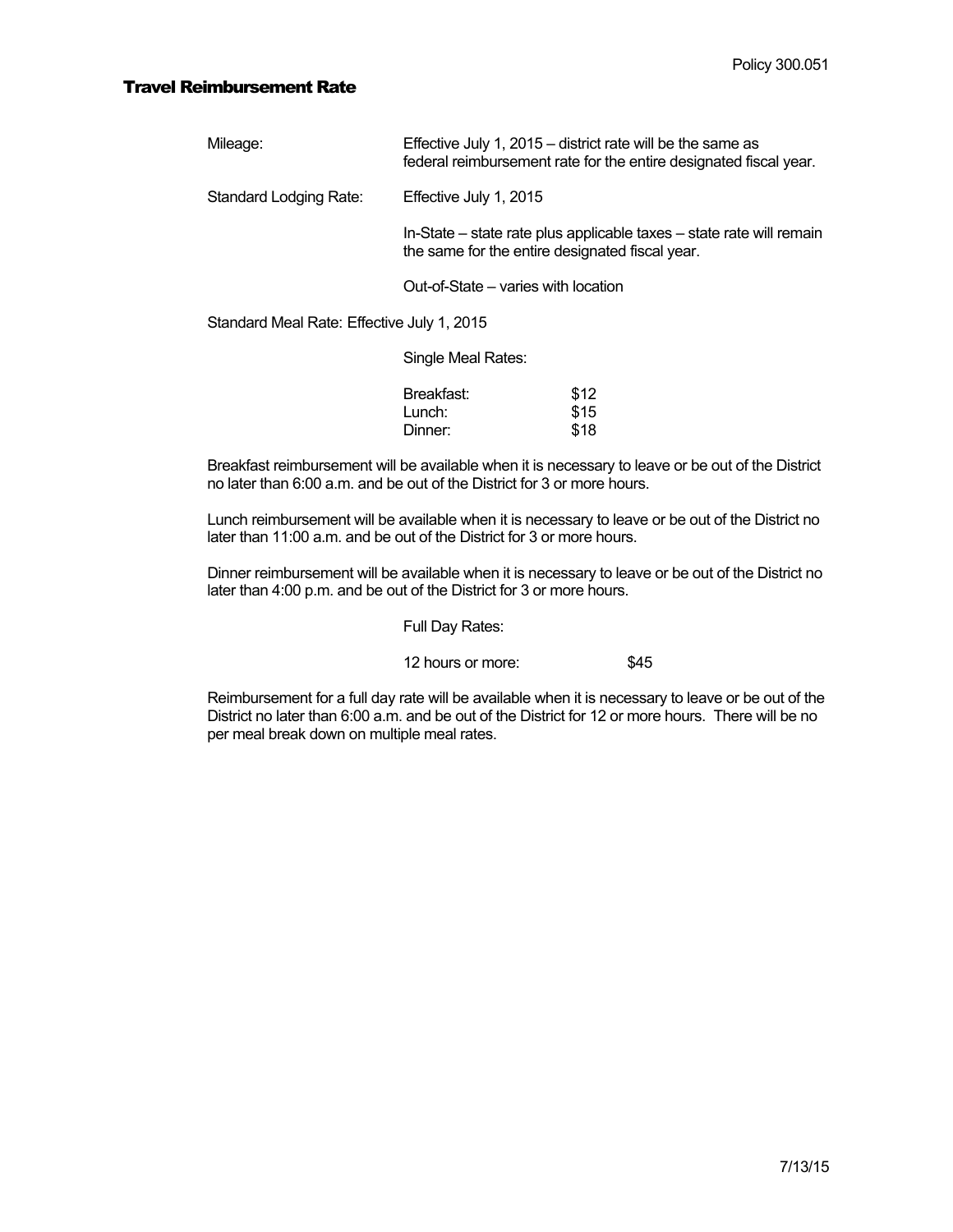Policy 300.051

# Travel Reimbursement Rate

Mileage: Effective July 1, 2015 – district rate will be the same as federal reimbursement rate for the entire designated fiscal year.

Standard Lodging Rate: Effective July 1, 2015

In-State – state rate plus applicable taxes – state rate will remain the same for the entire designated fiscal year.

Out-of-State – varies with location

Standard Meal Rate: Effective July 1, 2015

Single Meal Rates:

| | |
|---|---|
| Breakfast: | $12 |
| Lunch: | $15 |
| Dinner: | $18 |

Breakfast reimbursement will be available when it is necessary to leave or be out of the District no later than 6:00 a.m. and be out of the District for 3 or more hours.

Lunch reimbursement will be available when it is necessary to leave or be out of the District no later than 11:00 a.m. and be out of the District for 3 or more hours.

Dinner reimbursement will be available when it is necessary to leave or be out of the District no later than 4:00 p.m. and be out of the District for 3 or more hours.

Full Day Rates:

12 hours or more: $45

Reimbursement for a full day rate will be available when it is necessary to leave or be out of the District no later than 6:00 a.m. and be out of the District for 12 or more hours. There will be no per meal break down on multiple meal rates.

7/13/15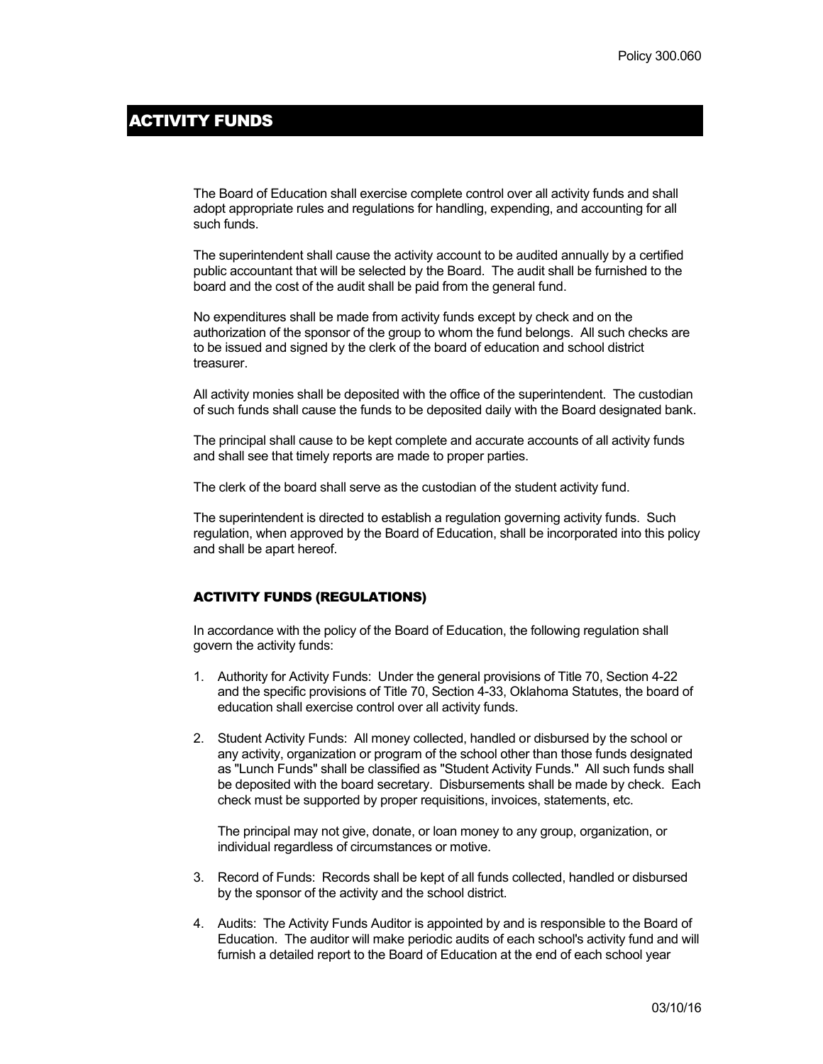# ACTIVITY FUNDS

The Board of Education shall exercise complete control over all activity funds and shall adopt appropriate rules and regulations for handling, expending, and accounting for all such funds.

The superintendent shall cause the activity account to be audited annually by a certified public accountant that will be selected by the Board. The audit shall be furnished to the board and the cost of the audit shall be paid from the general fund.

No expenditures shall be made from activity funds except by check and on the authorization of the sponsor of the group to whom the fund belongs. All such checks are to be issued and signed by the clerk of the board of education and school district treasurer.

All activity monies shall be deposited with the office of the superintendent. The custodian of such funds shall cause the funds to be deposited daily with the Board designated bank.

The principal shall cause to be kept complete and accurate accounts of all activity funds and shall see that timely reports are made to proper parties.

The clerk of the board shall serve as the custodian of the student activity fund.

The superintendent is directed to establish a regulation governing activity funds. Such regulation, when approved by the Board of Education, shall be incorporated into this policy and shall be apart hereof.

## ACTIVITY FUNDS (REGULATIONS)

In accordance with the policy of the Board of Education, the following regulation shall govern the activity funds:

1. Authority for Activity Funds: Under the general provisions of Title 70, Section 4-22 and the specific provisions of Title 70, Section 4-33, Oklahoma Statutes, the board of education shall exercise control over all activity funds.

2. Student Activity Funds: All money collected, handled or disbursed by the school or any activity, organization or program of the school other than those funds designated as "Lunch Funds" shall be classified as "Student Activity Funds." All such funds shall be deposited with the board secretary. Disbursements shall be made by check. Each check must be supported by proper requisitions, invoices, statements, etc.

   The principal may not give, donate, or loan money to any group, organization, or individual regardless of circumstances or motive.

3. Record of Funds: Records shall be kept of all funds collected, handled or disbursed by the sponsor of the activity and the school district.

4. Audits: The Activity Funds Auditor is appointed by and is responsible to the Board of Education. The auditor will make periodic audits of each school's activity fund and will furnish a detailed report to the Board of Education at the end of each school year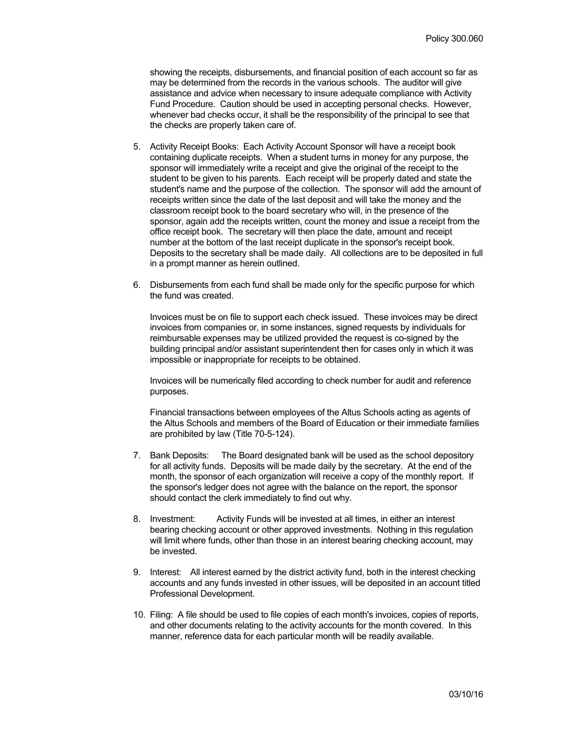showing the receipts, disbursements, and financial position of each account so far as may be determined from the records in the various schools. The auditor will give assistance and advice when necessary to insure adequate compliance with Activity Fund Procedure. Caution should be used in accepting personal checks. However, whenever bad checks occur, it shall be the responsibility of the principal to see that the checks are properly taken care of.

5. Activity Receipt Books: Each Activity Account Sponsor will have a receipt book containing duplicate receipts. When a student turns in money for any purpose, the sponsor will immediately write a receipt and give the original of the receipt to the student to be given to his parents. Each receipt will be properly dated and state the student's name and the purpose of the collection. The sponsor will add the amount of receipts written since the date of the last deposit and will take the money and the classroom receipt book to the board secretary who will, in the presence of the sponsor, again add the receipts written, count the money and issue a receipt from the office receipt book. The secretary will then place the date, amount and receipt number at the bottom of the last receipt duplicate in the sponsor's receipt book. Deposits to the secretary shall be made daily. All collections are to be deposited in full in a prompt manner as herein outlined.

6. Disbursements from each fund shall be made only for the specific purpose for which the fund was created.

   Invoices must be on file to support each check issued. These invoices may be direct invoices from companies or, in some instances, signed requests by individuals for reimbursable expenses may be utilized provided the request is co-signed by the building principal and/or assistant superintendent then for cases only in which it was impossible or inappropriate for receipts to be obtained.

   Invoices will be numerically filed according to check number for audit and reference purposes.

   Financial transactions between employees of the Altus Schools acting as agents of the Altus Schools and members of the Board of Education or their immediate families are prohibited by law (Title 70-5-124).

7. Bank Deposits: The Board designated bank will be used as the school depository for all activity funds. Deposits will be made daily by the secretary. At the end of the month, the sponsor of each organization will receive a copy of the monthly report. If the sponsor's ledger does not agree with the balance on the report, the sponsor should contact the clerk immediately to find out why.

8. Investment: Activity Funds will be invested at all times, in either an interest bearing checking account or other approved investments. Nothing in this regulation will limit where funds, other than those in an interest bearing checking account, may be invested.

9. Interest: All interest earned by the district activity fund, both in the interest checking accounts and any funds invested in other issues, will be deposited in an account titled Professional Development.

10. Filing: A file should be used to file copies of each month's invoices, copies of reports, and other documents relating to the activity accounts for the month covered. In this manner, reference data for each particular month will be readily available.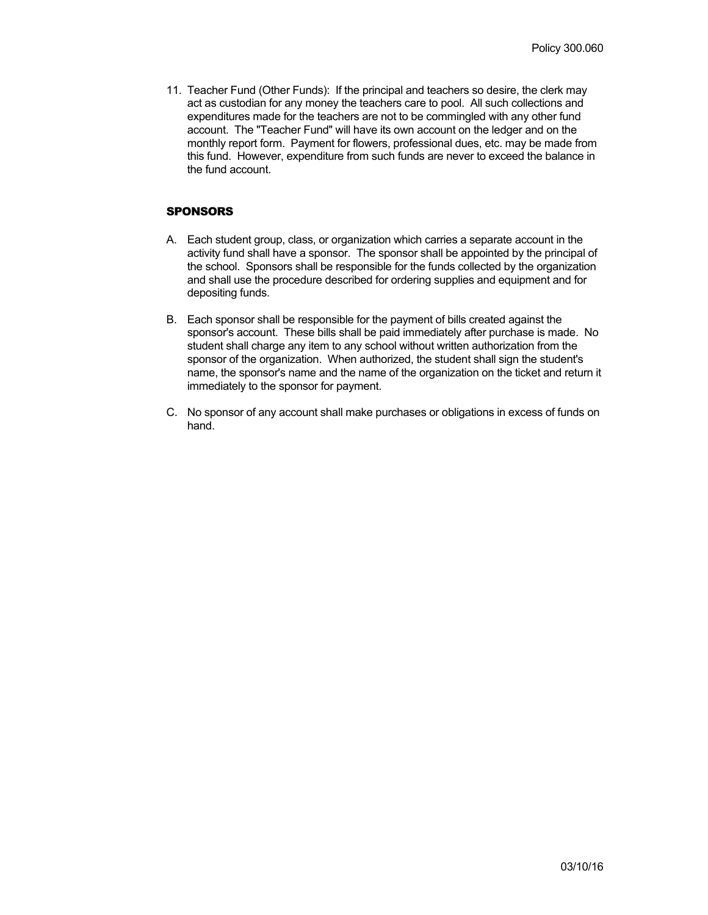11. Teacher Fund (Other Funds): If the principal and teachers so desire, the clerk may act as custodian for any money the teachers care to pool. All such collections and expenditures made for the teachers are not to be commingled with any other fund account. The "Teacher Fund" will have its own account on the ledger and on the monthly report form. Payment for flowers, professional dues, etc. may be made from this fund. However, expenditure from such funds are never to exceed the balance in the fund account.

## SPONSORS

A. Each student group, class, or organization which carries a separate account in the activity fund shall have a sponsor. The sponsor shall be appointed by the principal of the school. Sponsors shall be responsible for the funds collected by the organization and shall use the procedure described for ordering supplies and equipment and for depositing funds.

B. Each sponsor shall be responsible for the payment of bills created against the sponsor's account. These bills shall be paid immediately after purchase is made. No student shall charge any item to any school without written authorization from the sponsor of the organization. When authorized, the student shall sign the student's name, the sponsor's name and the name of the organization on the ticket and return it immediately to the sponsor for payment.

C. No sponsor of any account shall make purchases or obligations in excess of funds on hand.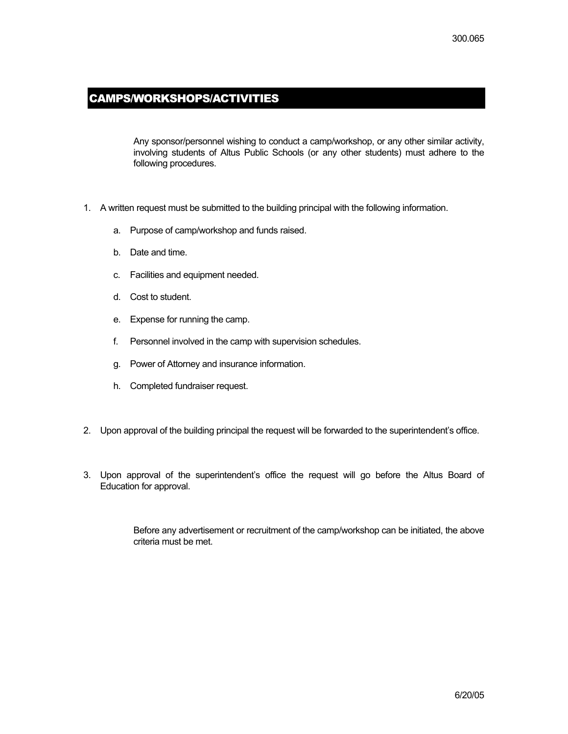## CAMPS/WORKSHOPS/ACTIVITIES

Any sponsor/personnel wishing to conduct a camp/workshop, or any other similar activity, involving students of Altus Public Schools (or any other students) must adhere to the following procedures.

1. A written request must be submitted to the building principal with the following information.
   a. Purpose of camp/workshop and funds raised.
   b. Date and time.
   c. Facilities and equipment needed.
   d. Cost to student.
   e. Expense for running the camp.
   f. Personnel involved in the camp with supervision schedules.
   g. Power of Attorney and insurance information.
   h. Completed fundraiser request.

2. Upon approval of the building principal the request will be forwarded to the superintendent's office.

3. Upon approval of the superintendent's office the request will go before the Altus Board of Education for approval.

Before any advertisement or recruitment of the camp/workshop can be initiated, the above criteria must be met.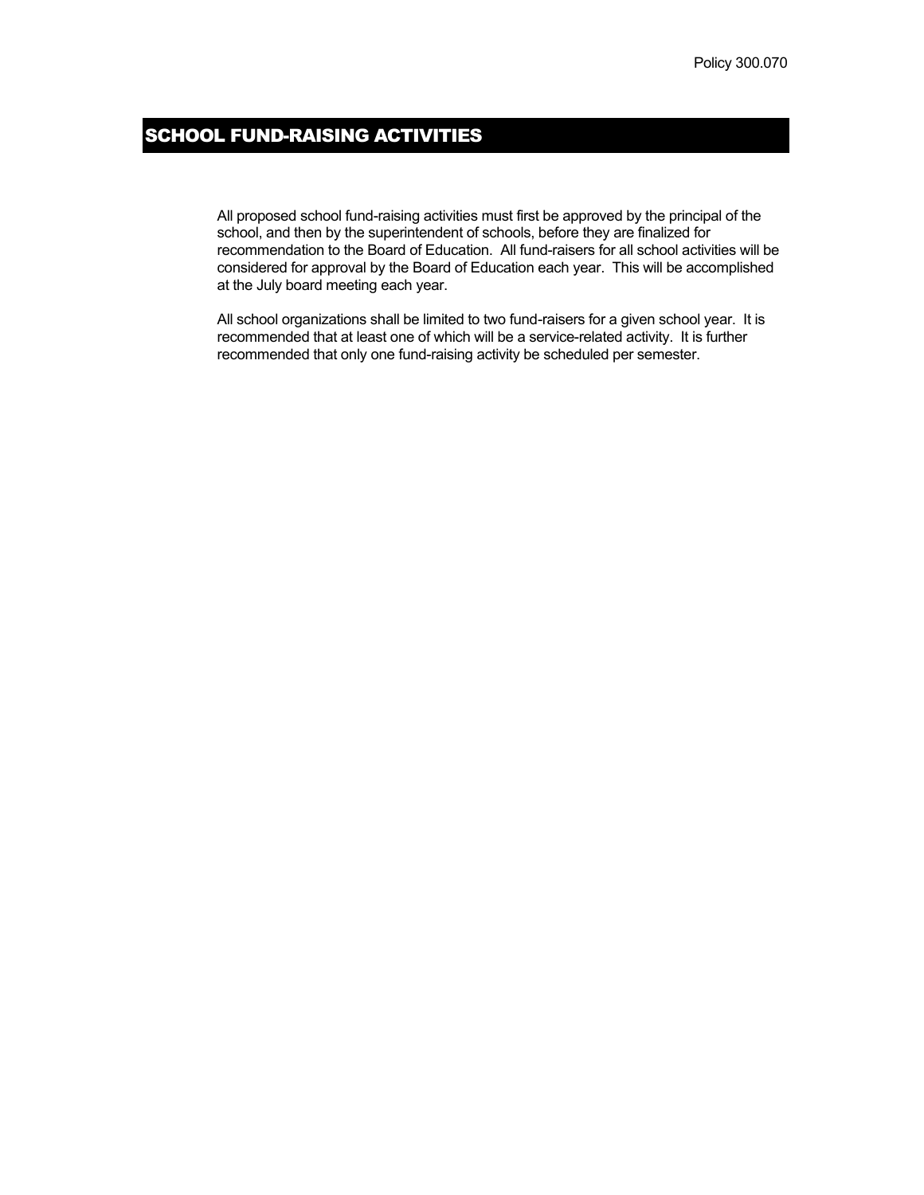Policy 300.070

# SCHOOL FUND-RAISING ACTIVITIES

All proposed school fund-raising activities must first be approved by the principal of the school, and then by the superintendent of schools, before they are finalized for recommendation to the Board of Education. All fund-raisers for all school activities will be considered for approval by the Board of Education each year. This will be accomplished at the July board meeting each year.

All school organizations shall be limited to two fund-raisers for a given school year. It is recommended that at least one of which will be a service-related activity. It is further recommended that only one fund-raising activity be scheduled per semester.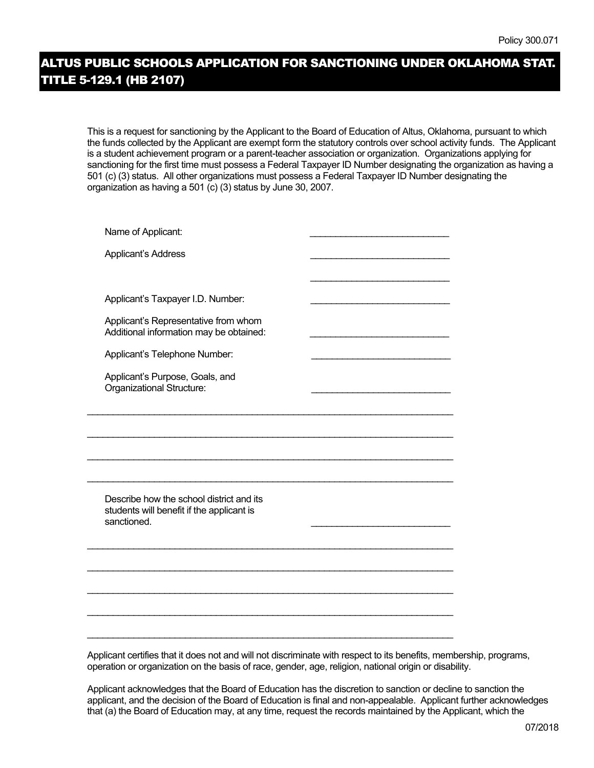Policy 300.071

# ALTUS PUBLIC SCHOOLS APPLICATION FOR SANCTIONING UNDER OKLAHOMA STAT. TITLE 5-129.1 (HB 2107)

This is a request for sanctioning by the Applicant to the Board of Education of Altus, Oklahoma, pursuant to which the funds collected by the Applicant are exempt form the statutory controls over school activity funds. The Applicant is a student achievement program or a parent-teacher association or organization. Organizations applying for sanctioning for the first time must possess a Federal Taxpayer ID Number designating the organization as having a 501 (c) (3) status. All other organizations must possess a Federal Taxpayer ID Number designating the organization as having a 501 (c) (3) status by June 30, 2007.

Name of Applicant: ___________________________

Applicant's Address ___________________________

___________________________

Applicant's Taxpayer I.D. Number: ___________________________

Applicant's Representative from whom Additional information may be obtained: ___________________________

Applicant's Telephone Number: ___________________________

Applicant's Purpose, Goals, and Organizational Structure: ___________________________

___________________________________________________________________________

___________________________________________________________________________

___________________________________________________________________________

___________________________________________________________________________

Describe how the school district and its students will benefit if the applicant is sanctioned. ___________________________

___________________________________________________________________________

___________________________________________________________________________

___________________________________________________________________________

___________________________________________________________________________

___________________________________________________________________________

Applicant certifies that it does not and will not discriminate with respect to its benefits, membership, programs, operation or organization on the basis of race, gender, age, religion, national origin or disability.

Applicant acknowledges that the Board of Education has the discretion to sanction or decline to sanction the applicant, and the decision of the Board of Education is final and non-appealable. Applicant further acknowledges that (a) the Board of Education may, at any time, request the records maintained by the Applicant, which the

07/2018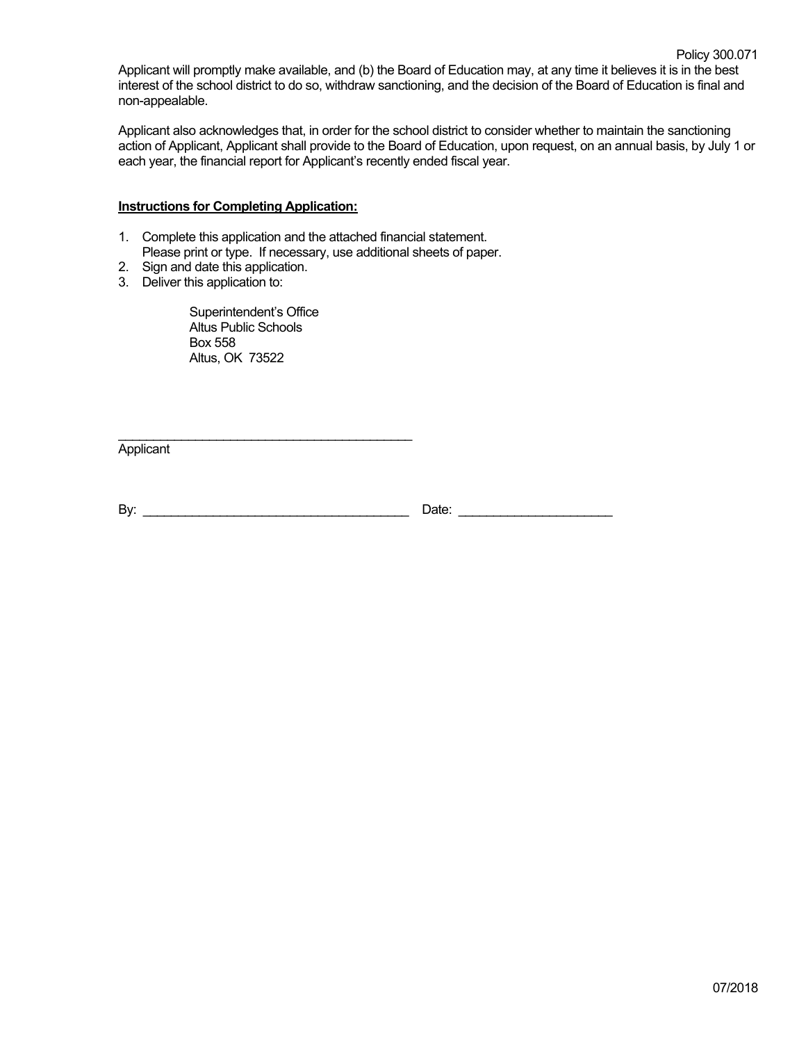Applicant will promptly make available, and (b) the Board of Education may, at any time it believes it is in the best interest of the school district to do so, withdraw sanctioning, and the decision of the Board of Education is final and non-appealable.

Applicant also acknowledges that, in order for the school district to consider whether to maintain the sanctioning action of Applicant, Applicant shall provide to the Board of Education, upon request, on an annual basis, by July 1 or each year, the financial report for Applicant's recently ended fiscal year.

**Instructions for Completing Application:**

1. Complete this application and the attached financial statement.
   Please print or type. If necessary, use additional sheets of paper.
2. Sign and date this application.
3. Deliver this application to:

   Superintendent's Office
   Altus Public Schools
   Box 558
   Altus, OK 73522

_____________________________________________
Applicant

By: ______________________________________ Date: ______________________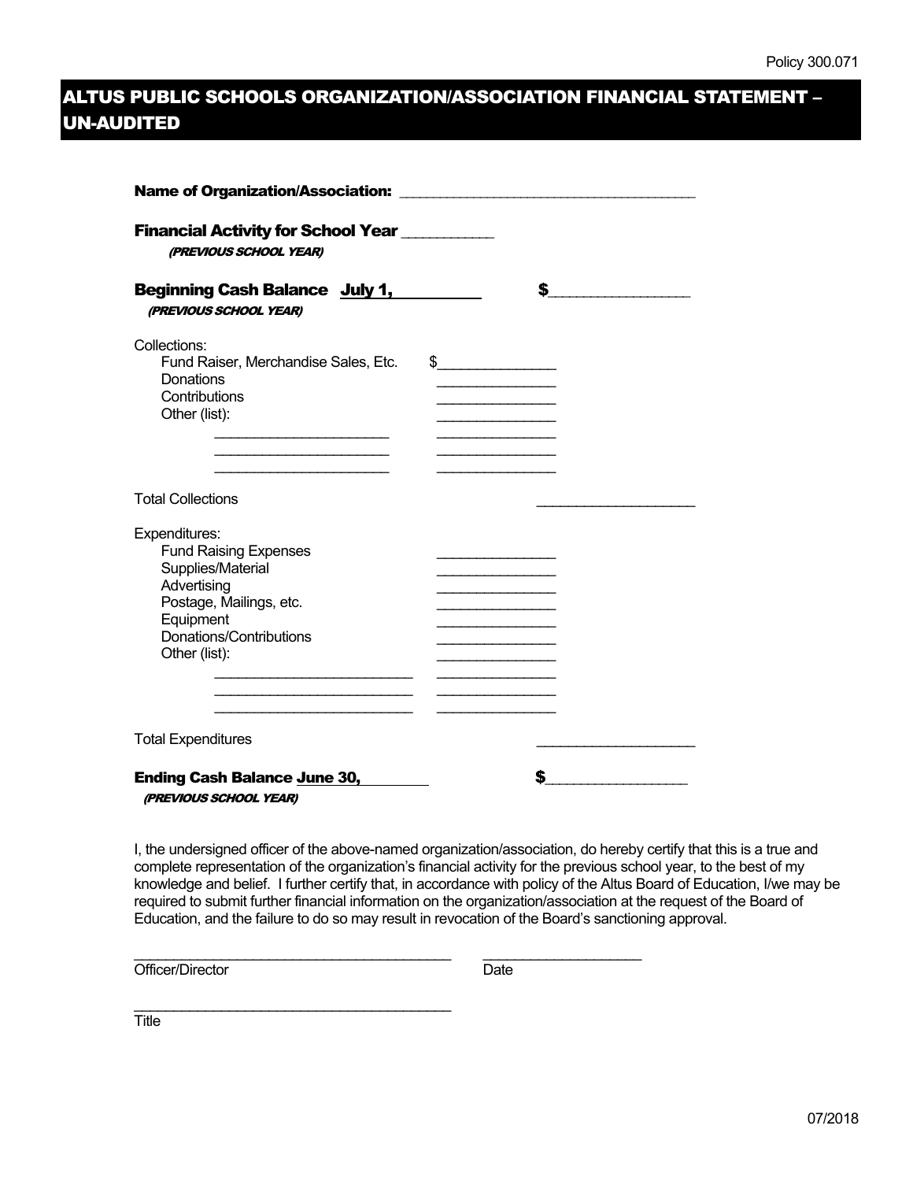Policy 300.071

# ALTUS PUBLIC SCHOOLS ORGANIZATION/ASSOCIATION FINANCIAL STATEMENT – UN-AUDITED

**Name of Organization/Association:** ______________________________________

**Financial Activity for School Year** ____________
***(PREVIOUS SCHOOL YEAR)***

**Beginning Cash Balance July 1,** __________ **$**__________________
***(PREVIOUS SCHOOL YEAR)***

Collections:

| | | |
|---|---|---|
| Fund Raiser, Merchandise Sales, Etc. | $_______________ | |
| Donations | _______________ | |
| Contributions | _______________ | |
| Other (list): | | |
| _______________________ | _______________ | |
| _______________________ | _______________ | |
| _______________________ | _______________ | |
| Total Collections | | ____________________ |

Expenditures:

| | | |
|---|---|---|
| Fund Raising Expenses | _______________ | |
| Supplies/Material | _______________ | |
| Advertising | _______________ | |
| Postage, Mailings, etc. | _______________ | |
| Equipment | _______________ | |
| Donations/Contributions | _______________ | |
| Other (list): | _______________ | |
| __________________________ | _______________ | |
| __________________________ | _______________ | |
| __________________________ | _______________ | |
| Total Expenditures | | ____________________ |

**Ending Cash Balance June 30,** _________ **$**__________________
***(PREVIOUS SCHOOL YEAR)***

I, the undersigned officer of the above-named organization/association, do hereby certify that this is a true and complete representation of the organization's financial activity for the previous school year, to the best of my knowledge and belief. I further certify that, in accordance with policy of the Altus Board of Education, I/we may be required to submit further financial information on the organization/association at the request of the Board of Education, and the failure to do so may result in revocation of the Board's sanctioning approval.

__________________________________________ ____________________
Officer/Director Date

__________________________________________
Title

07/2018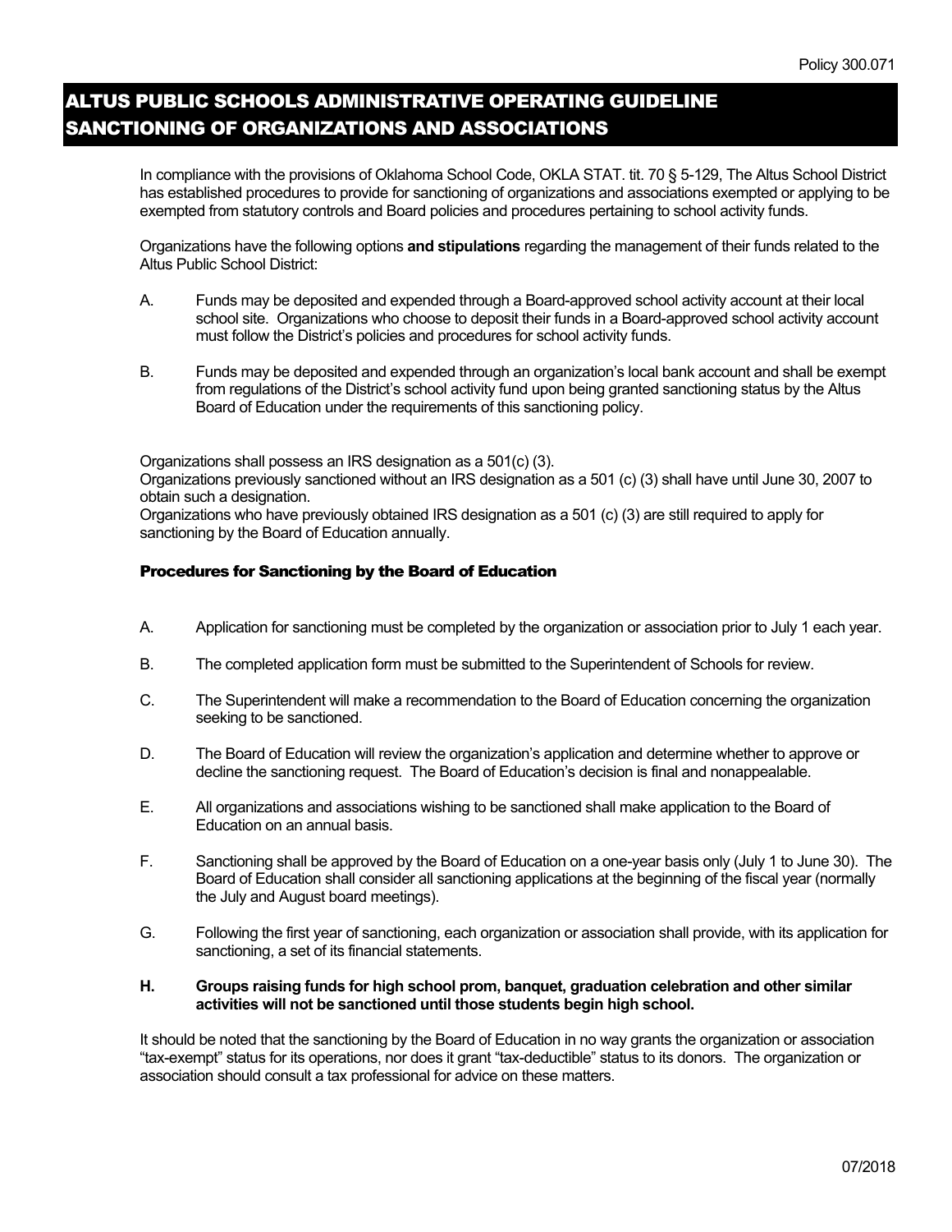Policy 300.071

# ALTUS PUBLIC SCHOOLS ADMINISTRATIVE OPERATING GUIDELINE
# SANCTIONING OF ORGANIZATIONS AND ASSOCIATIONS

In compliance with the provisions of Oklahoma School Code, OKLA STAT. tit. 70 § 5-129, The Altus School District has established procedures to provide for sanctioning of organizations and associations exempted or applying to be exempted from statutory controls and Board policies and procedures pertaining to school activity funds.

Organizations have the following options **and stipulations** regarding the management of their funds related to the Altus Public School District:

A. Funds may be deposited and expended through a Board-approved school activity account at their local school site. Organizations who choose to deposit their funds in a Board-approved school activity account must follow the District's policies and procedures for school activity funds.

B. Funds may be deposited and expended through an organization's local bank account and shall be exempt from regulations of the District's school activity fund upon being granted sanctioning status by the Altus Board of Education under the requirements of this sanctioning policy.

Organizations shall possess an IRS designation as a 501(c) (3).
Organizations previously sanctioned without an IRS designation as a 501 (c) (3) shall have until June 30, 2007 to obtain such a designation.
Organizations who have previously obtained IRS designation as a 501 (c) (3) are still required to apply for sanctioning by the Board of Education annually.

### Procedures for Sanctioning by the Board of Education

A. Application for sanctioning must be completed by the organization or association prior to July 1 each year.

B. The completed application form must be submitted to the Superintendent of Schools for review.

C. The Superintendent will make a recommendation to the Board of Education concerning the organization seeking to be sanctioned.

D. The Board of Education will review the organization's application and determine whether to approve or decline the sanctioning request. The Board of Education's decision is final and nonappealable.

E. All organizations and associations wishing to be sanctioned shall make application to the Board of Education on an annual basis.

F. Sanctioning shall be approved by the Board of Education on a one-year basis only (July 1 to June 30). The Board of Education shall consider all sanctioning applications at the beginning of the fiscal year (normally the July and August board meetings).

G. Following the first year of sanctioning, each organization or association shall provide, with its application for sanctioning, a set of its financial statements.

**H. Groups raising funds for high school prom, banquet, graduation celebration and other similar activities will not be sanctioned until those students begin high school.**

It should be noted that the sanctioning by the Board of Education in no way grants the organization or association "tax-exempt" status for its operations, nor does it grant "tax-deductible" status to its donors. The organization or association should consult a tax professional for advice on these matters.

07/2018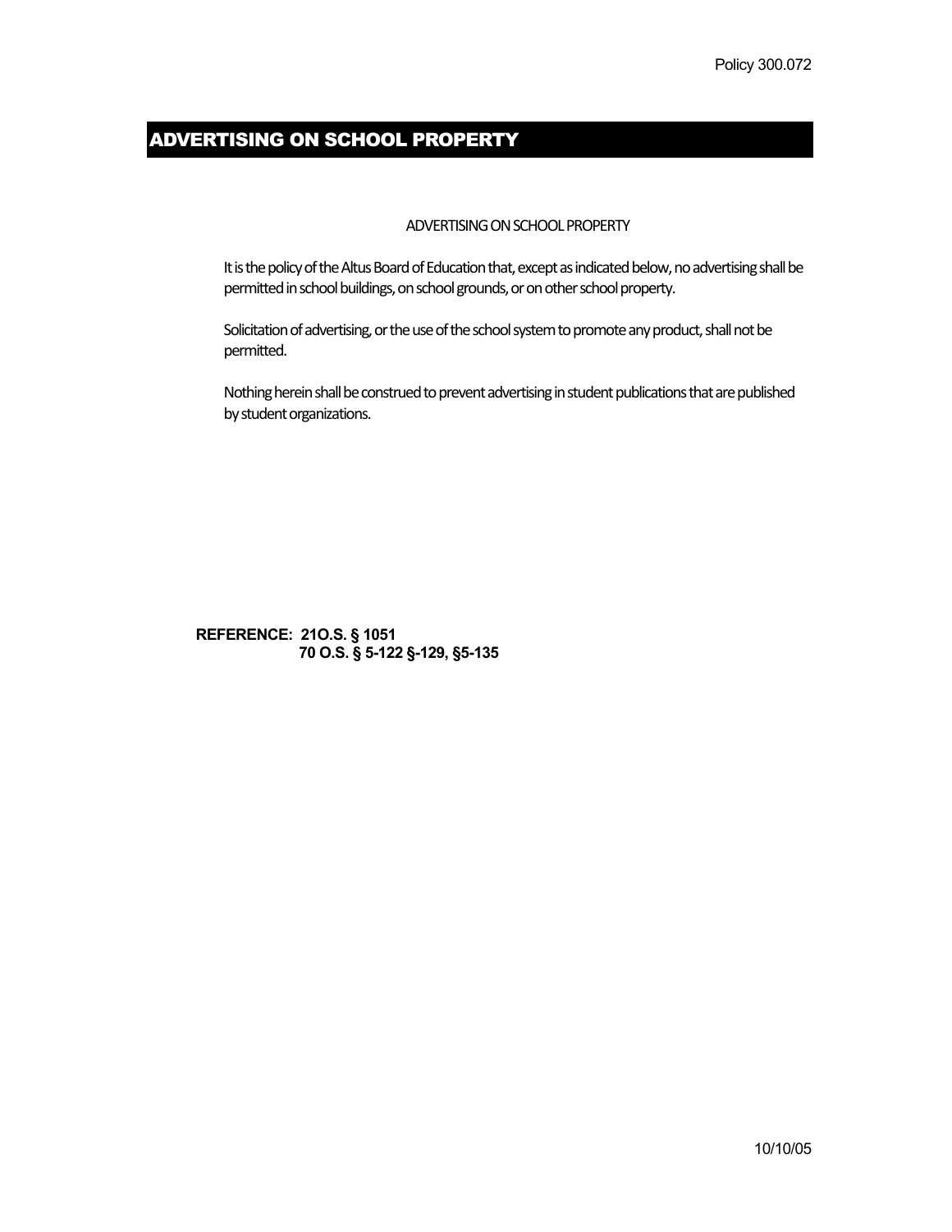# ADVERTISING ON SCHOOL PROPERTY

ADVERTISING ON SCHOOL PROPERTY

It is the policy of the Altus Board of Education that, except as indicated below, no advertising shall be permitted in school buildings, on school grounds, or on other school property.

Solicitation of advertising, or the use of the school system to promote any product, shall not be permitted.

Nothing herein shall be construed to prevent advertising in student publications that are published by student organizations.

**REFERENCE: 21O.S. § 1051**
**70 O.S. § 5-122 §-129, §5-135**

10/10/05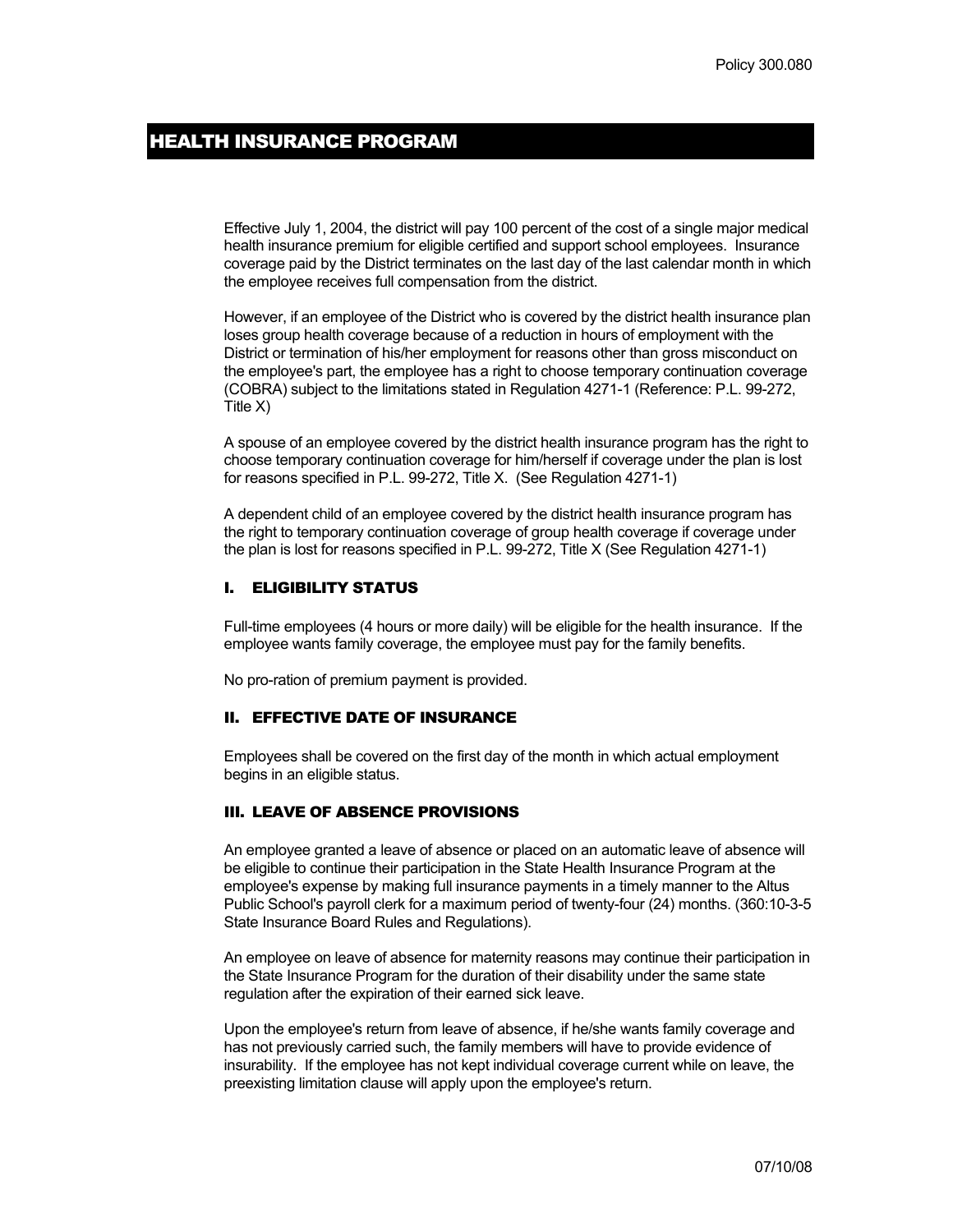# HEALTH INSURANCE PROGRAM

Effective July 1, 2004, the district will pay 100 percent of the cost of a single major medical health insurance premium for eligible certified and support school employees. Insurance coverage paid by the District terminates on the last day of the last calendar month in which the employee receives full compensation from the district.

However, if an employee of the District who is covered by the district health insurance plan loses group health coverage because of a reduction in hours of employment with the District or termination of his/her employment for reasons other than gross misconduct on the employee's part, the employee has a right to choose temporary continuation coverage (COBRA) subject to the limitations stated in Regulation 4271-1 (Reference: P.L. 99-272, Title X)

A spouse of an employee covered by the district health insurance program has the right to choose temporary continuation coverage for him/herself if coverage under the plan is lost for reasons specified in P.L. 99-272, Title X. (See Regulation 4271-1)

A dependent child of an employee covered by the district health insurance program has the right to temporary continuation coverage of group health coverage if coverage under the plan is lost for reasons specified in P.L. 99-272, Title X (See Regulation 4271-1)

## I. ELIGIBILITY STATUS

Full-time employees (4 hours or more daily) will be eligible for the health insurance. If the employee wants family coverage, the employee must pay for the family benefits.

No pro-ration of premium payment is provided.

## II. EFFECTIVE DATE OF INSURANCE

Employees shall be covered on the first day of the month in which actual employment begins in an eligible status.

## III. LEAVE OF ABSENCE PROVISIONS

An employee granted a leave of absence or placed on an automatic leave of absence will be eligible to continue their participation in the State Health Insurance Program at the employee's expense by making full insurance payments in a timely manner to the Altus Public School's payroll clerk for a maximum period of twenty-four (24) months. (360:10-3-5 State Insurance Board Rules and Regulations).

An employee on leave of absence for maternity reasons may continue their participation in the State Insurance Program for the duration of their disability under the same state regulation after the expiration of their earned sick leave.

Upon the employee's return from leave of absence, if he/she wants family coverage and has not previously carried such, the family members will have to provide evidence of insurability. If the employee has not kept individual coverage current while on leave, the preexisting limitation clause will apply upon the employee's return.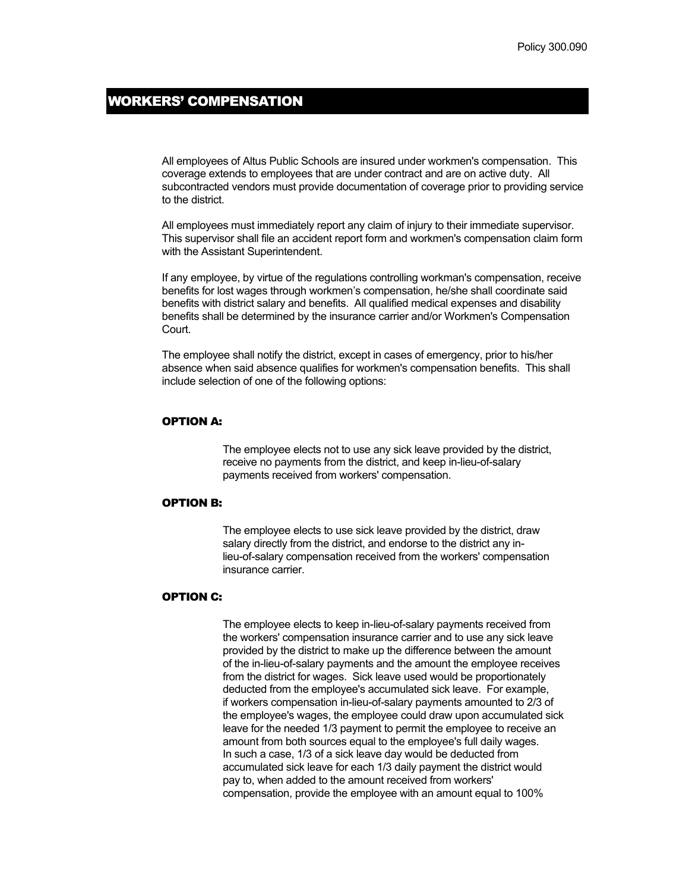## WORKERS' COMPENSATION

All employees of Altus Public Schools are insured under workmen's compensation. This coverage extends to employees that are under contract and are on active duty. All subcontracted vendors must provide documentation of coverage prior to providing service to the district.

All employees must immediately report any claim of injury to their immediate supervisor. This supervisor shall file an accident report form and workmen's compensation claim form with the Assistant Superintendent.

If any employee, by virtue of the regulations controlling workman's compensation, receive benefits for lost wages through workmen's compensation, he/she shall coordinate said benefits with district salary and benefits. All qualified medical expenses and disability benefits shall be determined by the insurance carrier and/or Workmen's Compensation Court.

The employee shall notify the district, except in cases of emergency, prior to his/her absence when said absence qualifies for workmen's compensation benefits. This shall include selection of one of the following options:

### OPTION A:

The employee elects not to use any sick leave provided by the district, receive no payments from the district, and keep in-lieu-of-salary payments received from workers' compensation.

### OPTION B:

The employee elects to use sick leave provided by the district, draw salary directly from the district, and endorse to the district any in-lieu-of-salary compensation received from the workers' compensation insurance carrier.

### OPTION C:

The employee elects to keep in-lieu-of-salary payments received from the workers' compensation insurance carrier and to use any sick leave provided by the district to make up the difference between the amount of the in-lieu-of-salary payments and the amount the employee receives from the district for wages. Sick leave used would be proportionately deducted from the employee's accumulated sick leave. For example, if workers compensation in-lieu-of-salary payments amounted to 2/3 of the employee's wages, the employee could draw upon accumulated sick leave for the needed 1/3 payment to permit the employee to receive an amount from both sources equal to the employee's full daily wages. In such a case, 1/3 of a sick leave day would be deducted from accumulated sick leave for each 1/3 daily payment the district would pay to, when added to the amount received from workers' compensation, provide the employee with an amount equal to 100%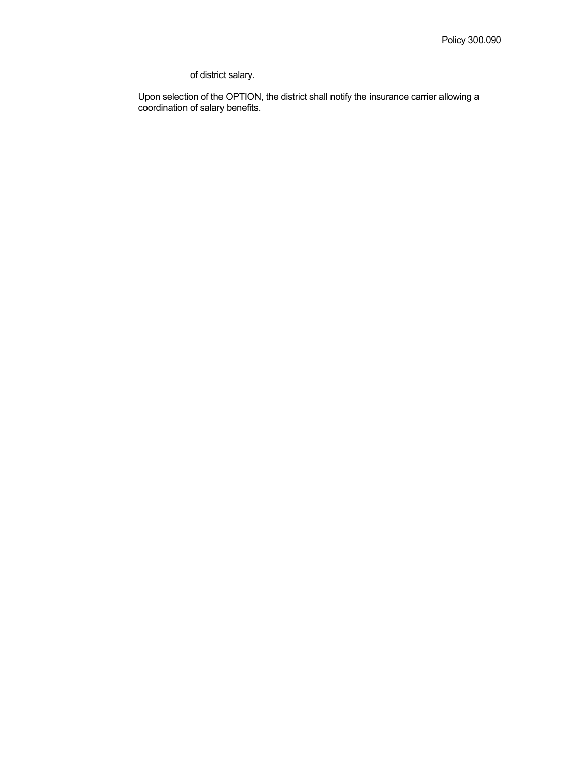of district salary.

Upon selection of the OPTION, the district shall notify the insurance carrier allowing a coordination of salary benefits.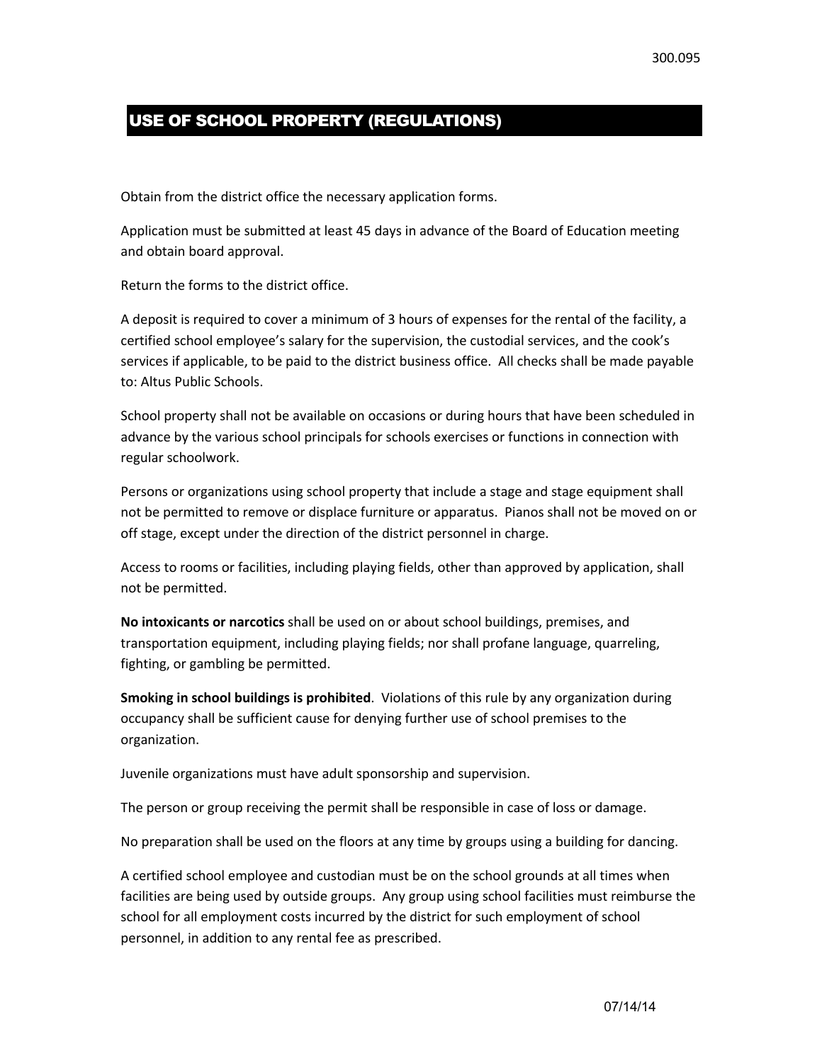## USE OF SCHOOL PROPERTY (REGULATIONS)

Obtain from the district office the necessary application forms.

Application must be submitted at least 45 days in advance of the Board of Education meeting and obtain board approval.

Return the forms to the district office.

A deposit is required to cover a minimum of 3 hours of expenses for the rental of the facility, a certified school employee's salary for the supervision, the custodial services, and the cook's services if applicable, to be paid to the district business office. All checks shall be made payable to: Altus Public Schools.

School property shall not be available on occasions or during hours that have been scheduled in advance by the various school principals for schools exercises or functions in connection with regular schoolwork.

Persons or organizations using school property that include a stage and stage equipment shall not be permitted to remove or displace furniture or apparatus. Pianos shall not be moved on or off stage, except under the direction of the district personnel in charge.

Access to rooms or facilities, including playing fields, other than approved by application, shall not be permitted.

**No intoxicants or narcotics** shall be used on or about school buildings, premises, and transportation equipment, including playing fields; nor shall profane language, quarreling, fighting, or gambling be permitted.

**Smoking in school buildings is prohibited**. Violations of this rule by any organization during occupancy shall be sufficient cause for denying further use of school premises to the organization.

Juvenile organizations must have adult sponsorship and supervision.

The person or group receiving the permit shall be responsible in case of loss or damage.

No preparation shall be used on the floors at any time by groups using a building for dancing.

A certified school employee and custodian must be on the school grounds at all times when facilities are being used by outside groups. Any group using school facilities must reimburse the school for all employment costs incurred by the district for such employment of school personnel, in addition to any rental fee as prescribed.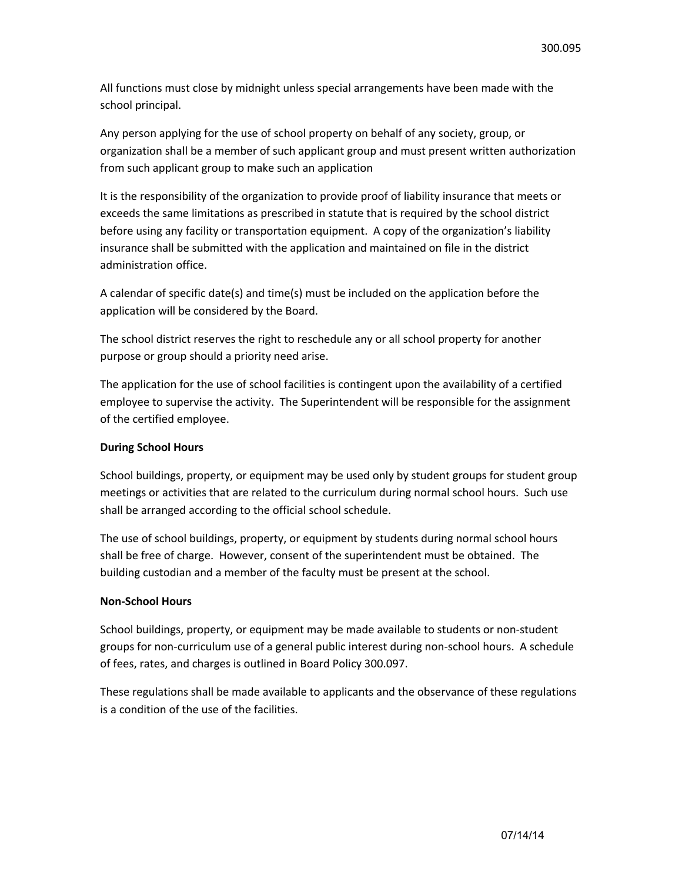All functions must close by midnight unless special arrangements have been made with the school principal.

Any person applying for the use of school property on behalf of any society, group, or organization shall be a member of such applicant group and must present written authorization from such applicant group to make such an application

It is the responsibility of the organization to provide proof of liability insurance that meets or exceeds the same limitations as prescribed in statute that is required by the school district before using any facility or transportation equipment. A copy of the organization's liability insurance shall be submitted with the application and maintained on file in the district administration office.

A calendar of specific date(s) and time(s) must be included on the application before the application will be considered by the Board.

The school district reserves the right to reschedule any or all school property for another purpose or group should a priority need arise.

The application for the use of school facilities is contingent upon the availability of a certified employee to supervise the activity. The Superintendent will be responsible for the assignment of the certified employee.

**During School Hours**

School buildings, property, or equipment may be used only by student groups for student group meetings or activities that are related to the curriculum during normal school hours. Such use shall be arranged according to the official school schedule.

The use of school buildings, property, or equipment by students during normal school hours shall be free of charge. However, consent of the superintendent must be obtained. The building custodian and a member of the faculty must be present at the school.

**Non-School Hours**

School buildings, property, or equipment may be made available to students or non-student groups for non-curriculum use of a general public interest during non-school hours. A schedule of fees, rates, and charges is outlined in Board Policy 300.097.

These regulations shall be made available to applicants and the observance of these regulations is a condition of the use of the facilities.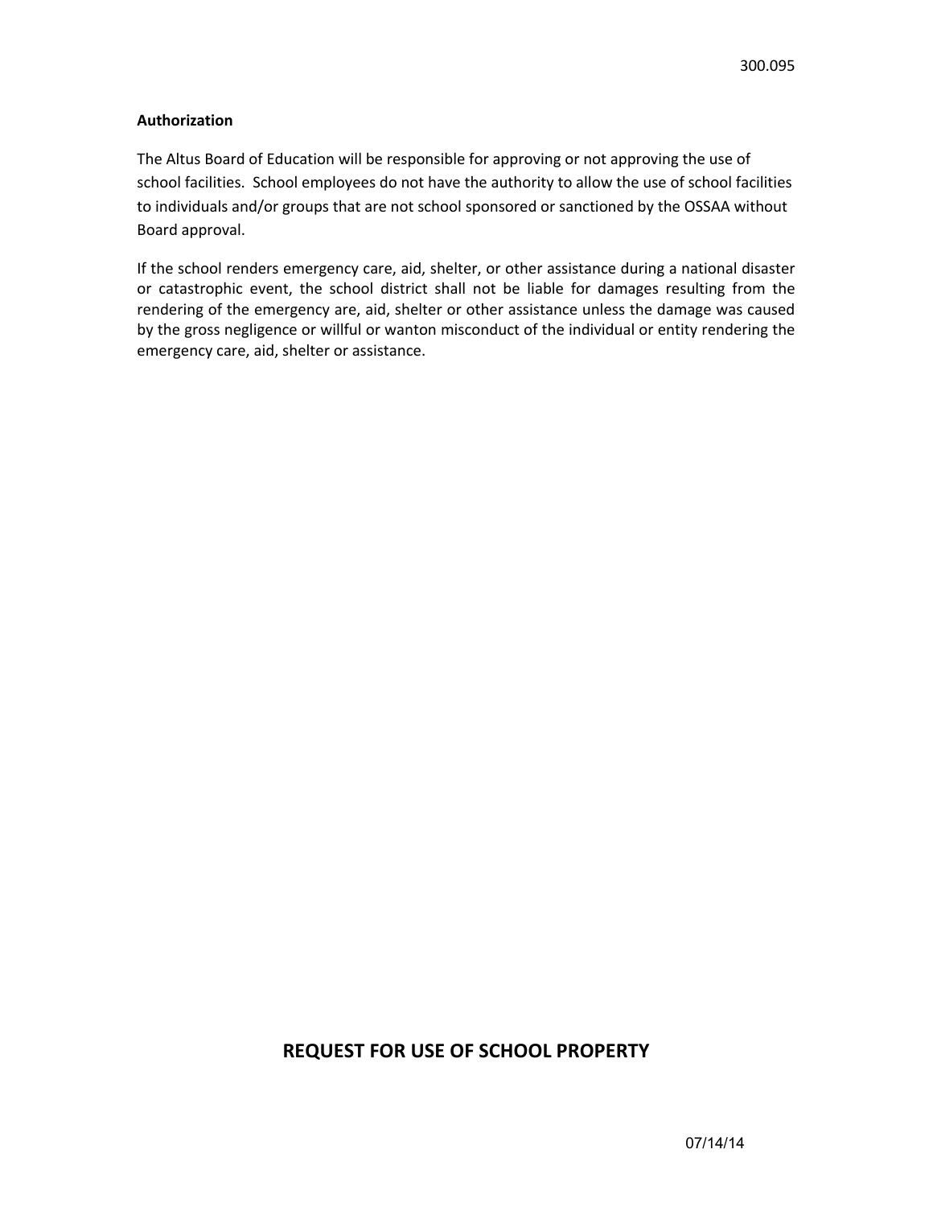**Authorization**

The Altus Board of Education will be responsible for approving or not approving the use of school facilities. School employees do not have the authority to allow the use of school facilities to individuals and/or groups that are not school sponsored or sanctioned by the OSSAA without Board approval.

If the school renders emergency care, aid, shelter, or other assistance during a national disaster or catastrophic event, the school district shall not be liable for damages resulting from the rendering of the emergency are, aid, shelter or other assistance unless the damage was caused by the gross negligence or willful or wanton misconduct of the individual or entity rendering the emergency care, aid, shelter or assistance.

## REQUEST FOR USE OF SCHOOL PROPERTY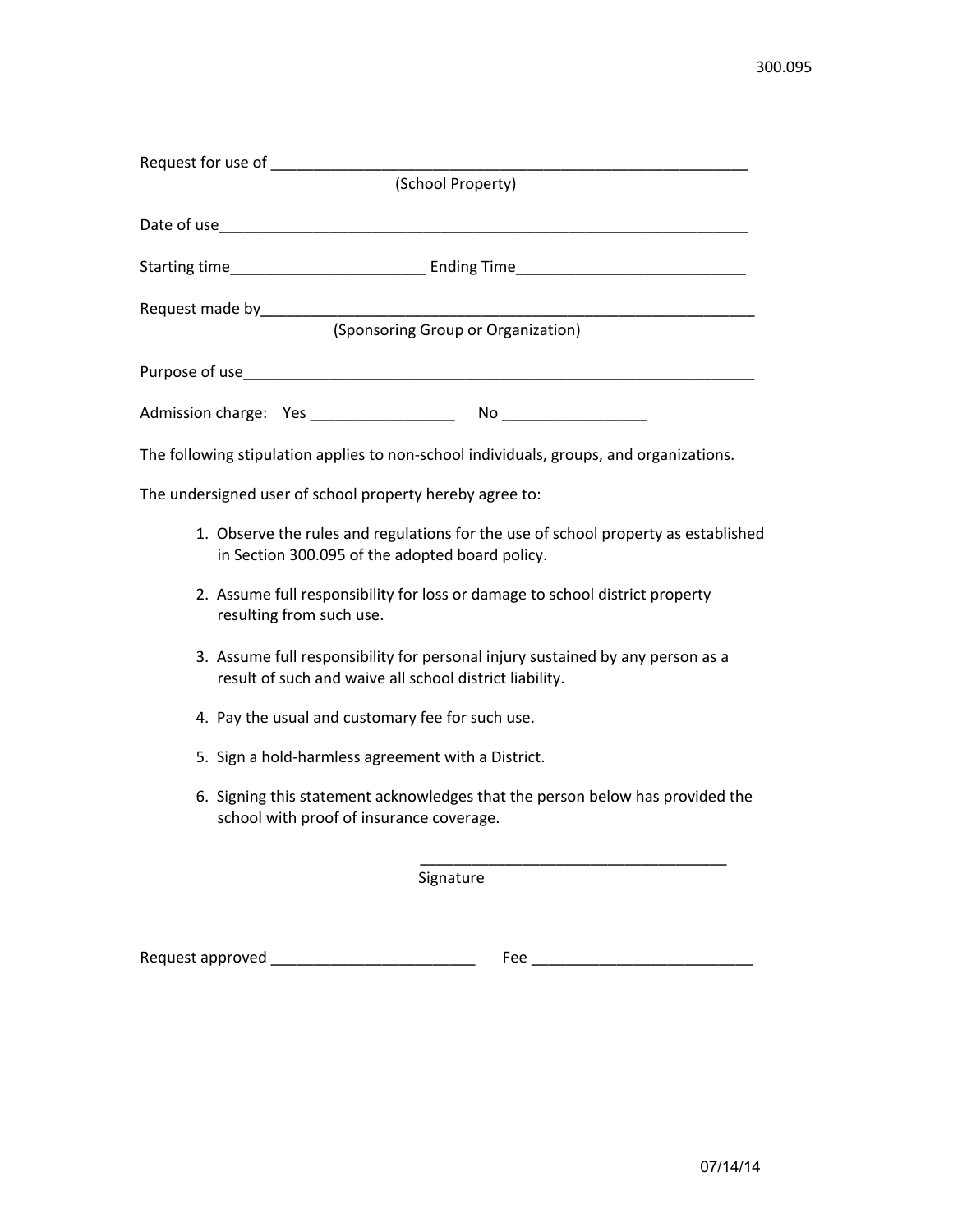Request for use of ___________________________________________________________
(School Property)

Date of use_____________________________________________________________________

Starting time_______________________ Ending Time___________________________

Request made by_____________________________________________________________
(Sponsoring Group or Organization)

Purpose of use_______________________________________________________________

Admission charge: Yes _________________ No _________________

The following stipulation applies to non-school individuals, groups, and organizations.

The undersigned user of school property hereby agree to:

1. Observe the rules and regulations for the use of school property as established in Section 300.095 of the adopted board policy.
2. Assume full responsibility for loss or damage to school district property resulting from such use.
3. Assume full responsibility for personal injury sustained by any person as a result of such and waive all school district liability.
4. Pay the usual and customary fee for such use.
5. Sign a hold-harmless agreement with a District.
6. Signing this statement acknowledges that the person below has provided the school with proof of insurance coverage.

_____________________________________
Signature

Request approved ________________________ Fee __________________________

07/14/14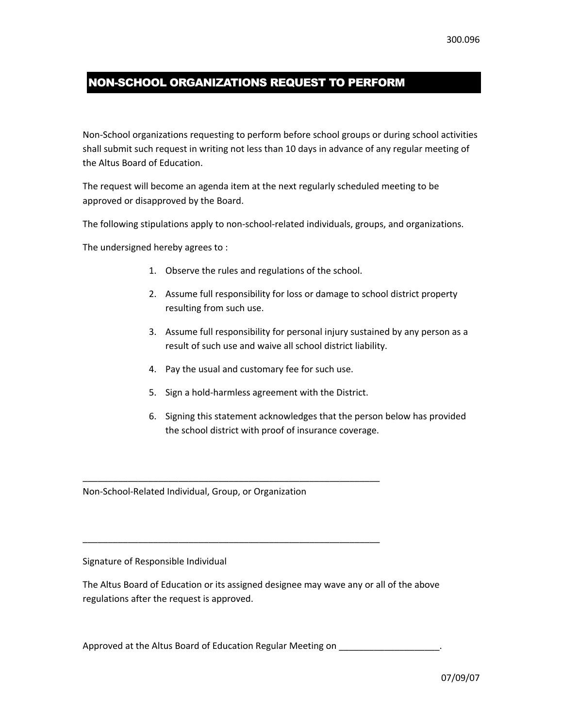300.096

# NON-SCHOOL ORGANIZATIONS REQUEST TO PERFORM

Non-School organizations requesting to perform before school groups or during school activities shall submit such request in writing not less than 10 days in advance of any regular meeting of the Altus Board of Education.

The request will become an agenda item at the next regularly scheduled meeting to be approved or disapproved by the Board.

The following stipulations apply to non-school-related individuals, groups, and organizations.

The undersigned hereby agrees to :

1. Observe the rules and regulations of the school.
2. Assume full responsibility for loss or damage to school district property resulting from such use.
3. Assume full responsibility for personal injury sustained by any person as a result of such use and waive all school district liability.
4. Pay the usual and customary fee for such use.
5. Sign a hold-harmless agreement with the District.
6. Signing this statement acknowledges that the person below has provided the school district with proof of insurance coverage.

_____________________________________________________________

Non-School-Related Individual, Group, or Organization

_____________________________________________________________

Signature of Responsible Individual

The Altus Board of Education or its assigned designee may wave any or all of the above regulations after the request is approved.

Approved at the Altus Board of Education Regular Meeting on ____________________.

07/09/07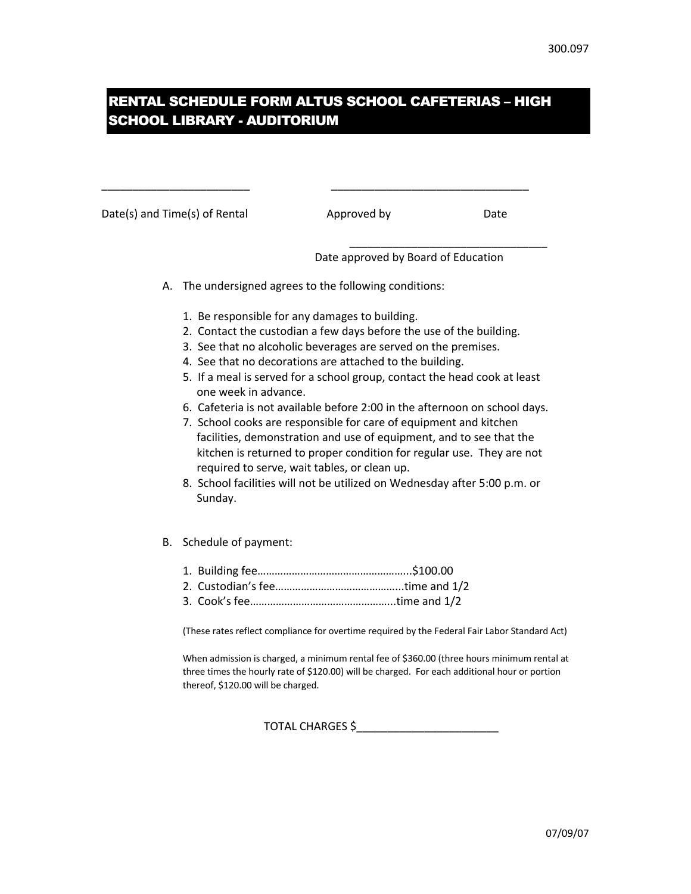300.097

# RENTAL SCHEDULE FORM ALTUS SCHOOL CAFETERIAS – HIGH SCHOOL LIBRARY - AUDITORIUM

________________________ ________________________________

Date(s) and Time(s) of Rental Approved by Date

________________________________

Date approved by Board of Education

A. The undersigned agrees to the following conditions:

1. Be responsible for any damages to building.
2. Contact the custodian a few days before the use of the building.
3. See that no alcoholic beverages are served on the premises.
4. See that no decorations are attached to the building.
5. If a meal is served for a school group, contact the head cook at least one week in advance.
6. Cafeteria is not available before 2:00 in the afternoon on school days.
7. School cooks are responsible for care of equipment and kitchen facilities, demonstration and use of equipment, and to see that the kitchen is returned to proper condition for regular use. They are not required to serve, wait tables, or clean up.
8. School facilities will not be utilized on Wednesday after 5:00 p.m. or Sunday.

B. Schedule of payment:

1. Building fee……………………………………………...$100.00
2. Custodian's fee……………………………………...time and 1/2
3. Cook's fee…………………………………………..time and 1/2

(These rates reflect compliance for overtime required by the Federal Fair Labor Standard Act)

When admission is charged, a minimum rental fee of $360.00 (three hours minimum rental at three times the hourly rate of $120.00) will be charged. For each additional hour or portion thereof, $120.00 will be charged.

TOTAL CHARGES $_______________________

07/09/07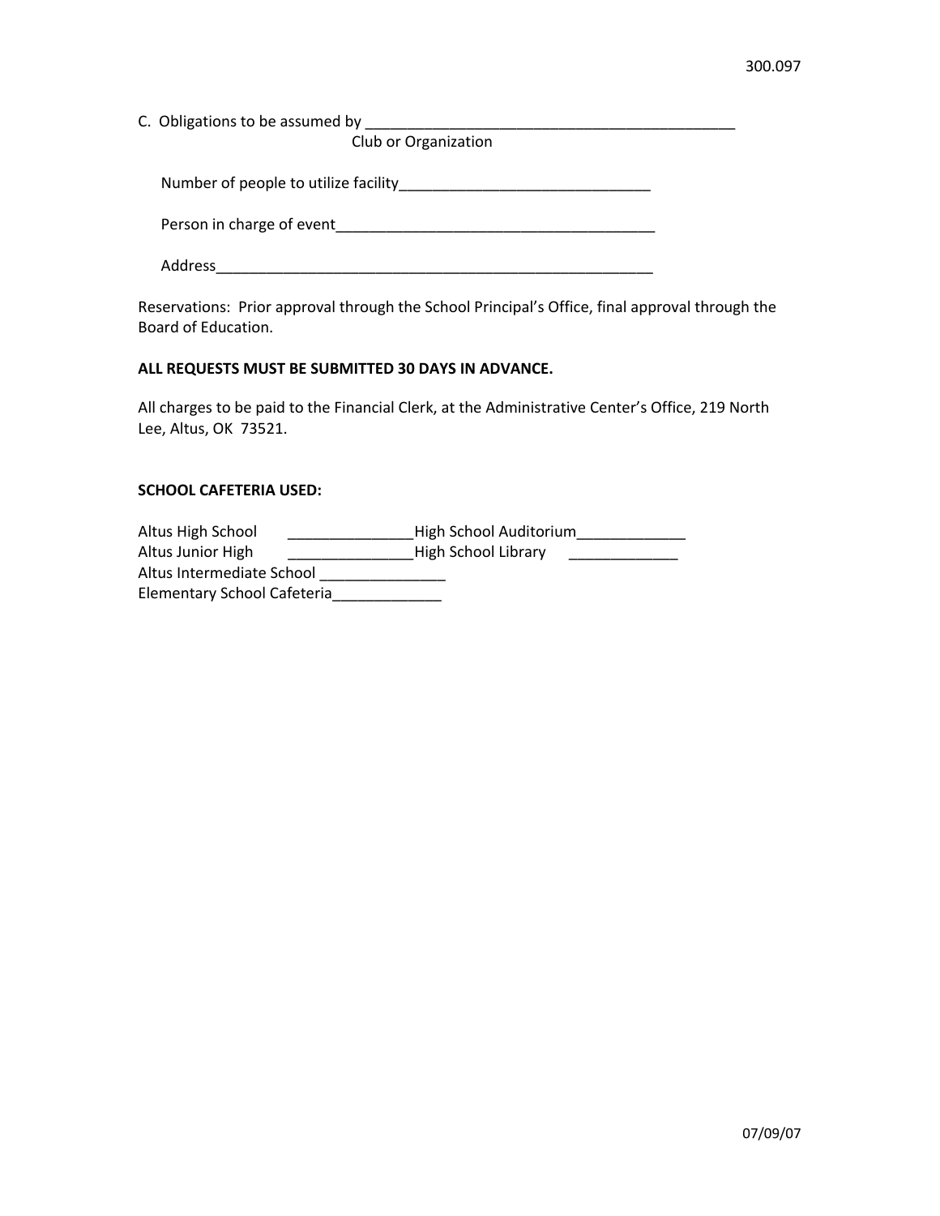C. Obligations to be assumed by _______________________________________________
Club or Organization

Number of people to utilize facility______________________________

Person in charge of event_______________________________________

Address_______________________________________________________

Reservations: Prior approval through the School Principal's Office, final approval through the Board of Education.

**ALL REQUESTS MUST BE SUBMITTED 30 DAYS IN ADVANCE.**

All charges to be paid to the Financial Clerk, at the Administrative Center's Office, 219 North Lee, Altus, OK 73521.

**SCHOOL CAFETERIA USED:**

Altus High School _______________ High School Auditorium_____________
Altus Junior High _______________ High School Library _____________
Altus Intermediate School _______________
Elementary School Cafeteria_____________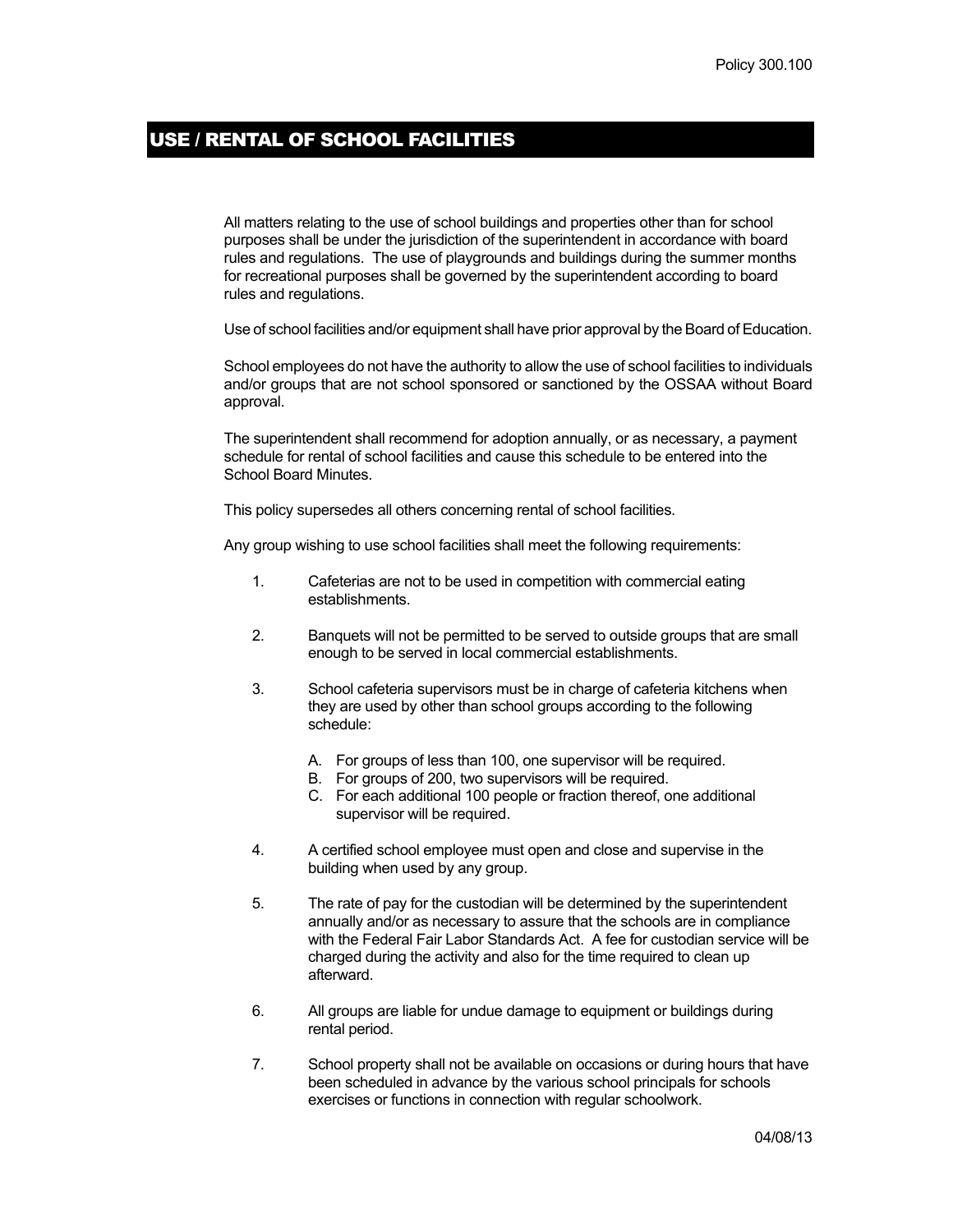# USE / RENTAL OF SCHOOL FACILITIES

All matters relating to the use of school buildings and properties other than for school purposes shall be under the jurisdiction of the superintendent in accordance with board rules and regulations. The use of playgrounds and buildings during the summer months for recreational purposes shall be governed by the superintendent according to board rules and regulations.

Use of school facilities and/or equipment shall have prior approval by the Board of Education.

School employees do not have the authority to allow the use of school facilities to individuals and/or groups that are not school sponsored or sanctioned by the OSSAA without Board approval.

The superintendent shall recommend for adoption annually, or as necessary, a payment schedule for rental of school facilities and cause this schedule to be entered into the School Board Minutes.

This policy supersedes all others concerning rental of school facilities.

Any group wishing to use school facilities shall meet the following requirements:

1. Cafeterias are not to be used in competition with commercial eating establishments.

2. Banquets will not be permitted to be served to outside groups that are small enough to be served in local commercial establishments.

3. School cafeteria supervisors must be in charge of cafeteria kitchens when they are used by other than school groups according to the following schedule:

   A. For groups of less than 100, one supervisor will be required.
   B. For groups of 200, two supervisors will be required.
   C. For each additional 100 people or fraction thereof, one additional supervisor will be required.

4. A certified school employee must open and close and supervise in the building when used by any group.

5. The rate of pay for the custodian will be determined by the superintendent annually and/or as necessary to assure that the schools are in compliance with the Federal Fair Labor Standards Act. A fee for custodian service will be charged during the activity and also for the time required to clean up afterward.

6. All groups are liable for undue damage to equipment or buildings during rental period.

7. School property shall not be available on occasions or during hours that have been scheduled in advance by the various school principals for schools exercises or functions in connection with regular schoolwork.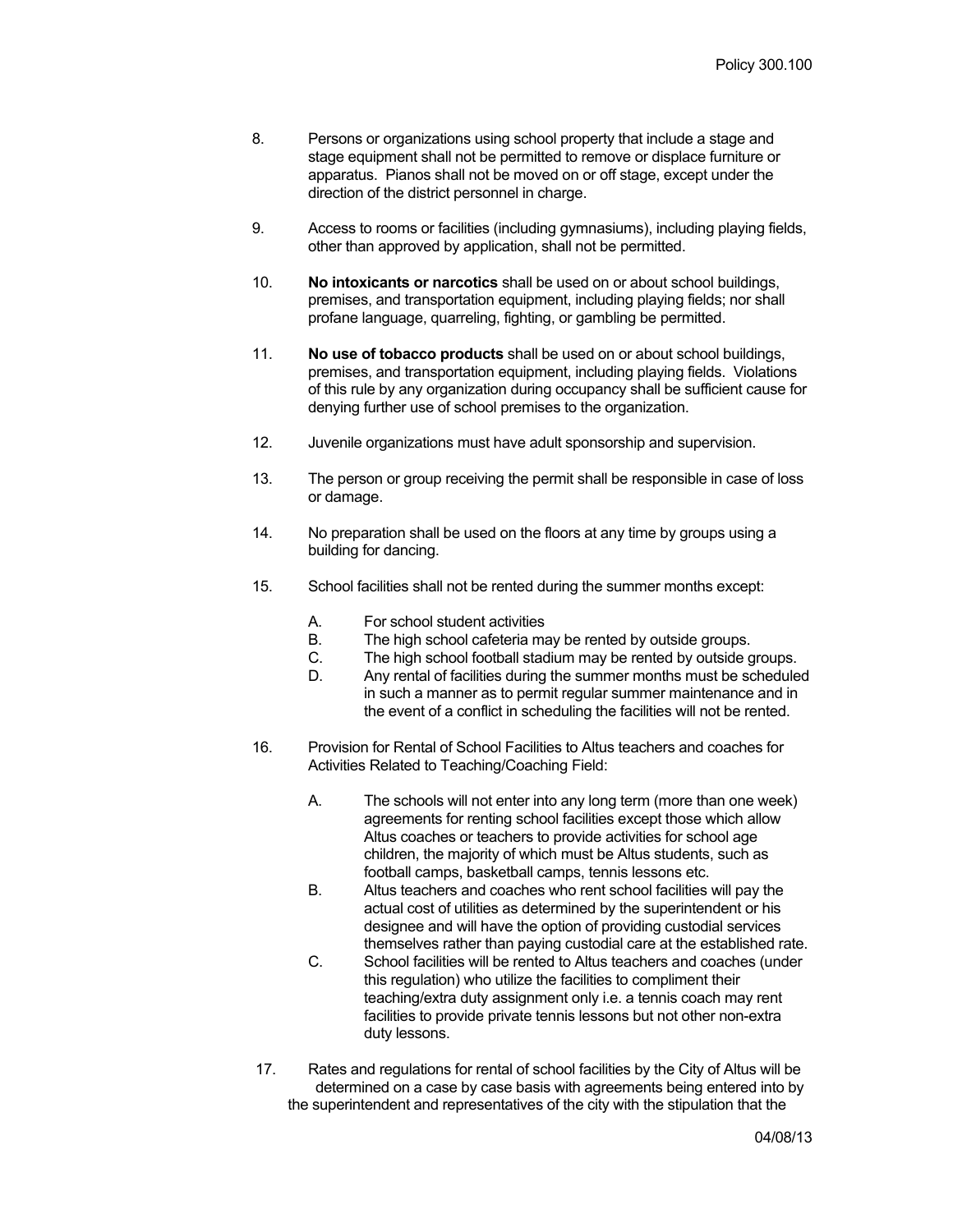8. Persons or organizations using school property that include a stage and stage equipment shall not be permitted to remove or displace furniture or apparatus. Pianos shall not be moved on or off stage, except under the direction of the district personnel in charge.

9. Access to rooms or facilities (including gymnasiums), including playing fields, other than approved by application, shall not be permitted.

10. **No intoxicants or narcotics** shall be used on or about school buildings, premises, and transportation equipment, including playing fields; nor shall profane language, quarreling, fighting, or gambling be permitted.

11. **No use of tobacco products** shall be used on or about school buildings, premises, and transportation equipment, including playing fields. Violations of this rule by any organization during occupancy shall be sufficient cause for denying further use of school premises to the organization.

12. Juvenile organizations must have adult sponsorship and supervision.

13. The person or group receiving the permit shall be responsible in case of loss or damage.

14. No preparation shall be used on the floors at any time by groups using a building for dancing.

15. School facilities shall not be rented during the summer months except:

    A. For school student activities
    B. The high school cafeteria may be rented by outside groups.
    C. The high school football stadium may be rented by outside groups.
    D. Any rental of facilities during the summer months must be scheduled in such a manner as to permit regular summer maintenance and in the event of a conflict in scheduling the facilities will not be rented.

16. Provision for Rental of School Facilities to Altus teachers and coaches for Activities Related to Teaching/Coaching Field:

    A. The schools will not enter into any long term (more than one week) agreements for renting school facilities except those which allow Altus coaches or teachers to provide activities for school age children, the majority of which must be Altus students, such as football camps, basketball camps, tennis lessons etc.
    B. Altus teachers and coaches who rent school facilities will pay the actual cost of utilities as determined by the superintendent or his designee and will have the option of providing custodial services themselves rather than paying custodial care at the established rate.
    C. School facilities will be rented to Altus teachers and coaches (under this regulation) who utilize the facilities to compliment their teaching/extra duty assignment only i.e. a tennis coach may rent facilities to provide private tennis lessons but not other non-extra duty lessons.

17. Rates and regulations for rental of school facilities by the City of Altus will be determined on a case by case basis with agreements being entered into by the superintendent and representatives of the city with the stipulation that the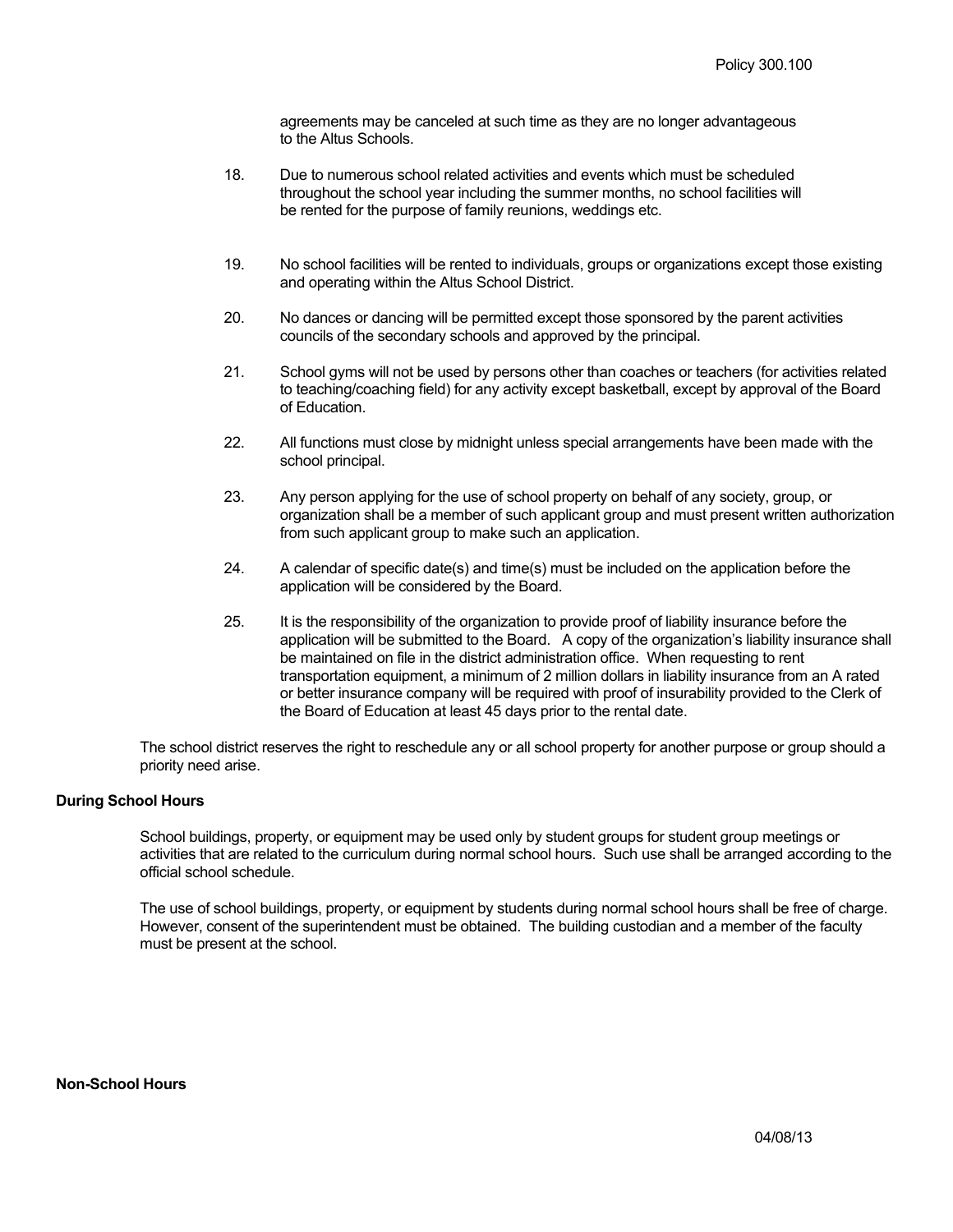agreements may be canceled at such time as they are no longer advantageous to the Altus Schools.

18. Due to numerous school related activities and events which must be scheduled throughout the school year including the summer months, no school facilities will be rented for the purpose of family reunions, weddings etc.

19. No school facilities will be rented to individuals, groups or organizations except those existing and operating within the Altus School District.

20. No dances or dancing will be permitted except those sponsored by the parent activities councils of the secondary schools and approved by the principal.

21. School gyms will not be used by persons other than coaches or teachers (for activities related to teaching/coaching field) for any activity except basketball, except by approval of the Board of Education.

22. All functions must close by midnight unless special arrangements have been made with the school principal.

23. Any person applying for the use of school property on behalf of any society, group, or organization shall be a member of such applicant group and must present written authorization from such applicant group to make such an application.

24. A calendar of specific date(s) and time(s) must be included on the application before the application will be considered by the Board.

25. It is the responsibility of the organization to provide proof of liability insurance before the application will be submitted to the Board. A copy of the organization's liability insurance shall be maintained on file in the district administration office. When requesting to rent transportation equipment, a minimum of 2 million dollars in liability insurance from an A rated or better insurance company will be required with proof of insurability provided to the Clerk of the Board of Education at least 45 days prior to the rental date.

The school district reserves the right to reschedule any or all school property for another purpose or group should a priority need arise.

**During School Hours**

School buildings, property, or equipment may be used only by student groups for student group meetings or activities that are related to the curriculum during normal school hours. Such use shall be arranged according to the official school schedule.

The use of school buildings, property, or equipment by students during normal school hours shall be free of charge. However, consent of the superintendent must be obtained. The building custodian and a member of the faculty must be present at the school.

**Non-School Hours**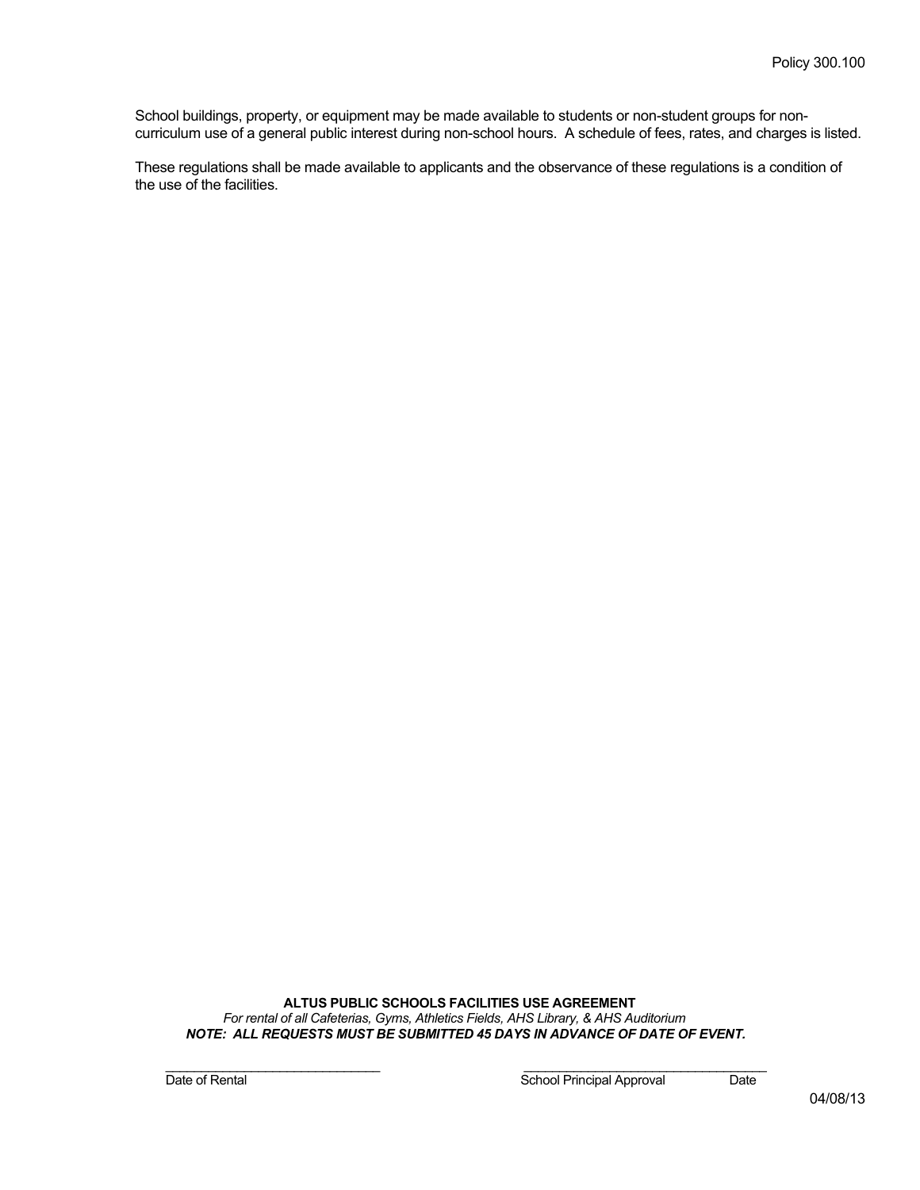School buildings, property, or equipment may be made available to students or non-student groups for non-curriculum use of a general public interest during non-school hours. A schedule of fees, rates, and charges is listed.

These regulations shall be made available to applicants and the observance of these regulations is a condition of the use of the facilities.

**ALTUS PUBLIC SCHOOLS FACILITIES USE AGREEMENT**

*For rental of all Cafeterias, Gyms, Athletics Fields, AHS Library, & AHS Auditorium*

***NOTE: ALL REQUESTS MUST BE SUBMITTED 45 DAYS IN ADVANCE OF DATE OF EVENT.***

\_\_\_\_\_\_\_\_\_\_\_\_\_\_\_\_\_\_\_\_\_\_\_\_\_\_\_\_\_\_ \_\_\_\_\_\_\_\_\_\_\_\_\_\_\_\_\_\_\_\_\_\_\_\_\_\_\_\_\_\_\_\_\_\_\_\_
Date of Rental School Principal Approval Date

04/08/13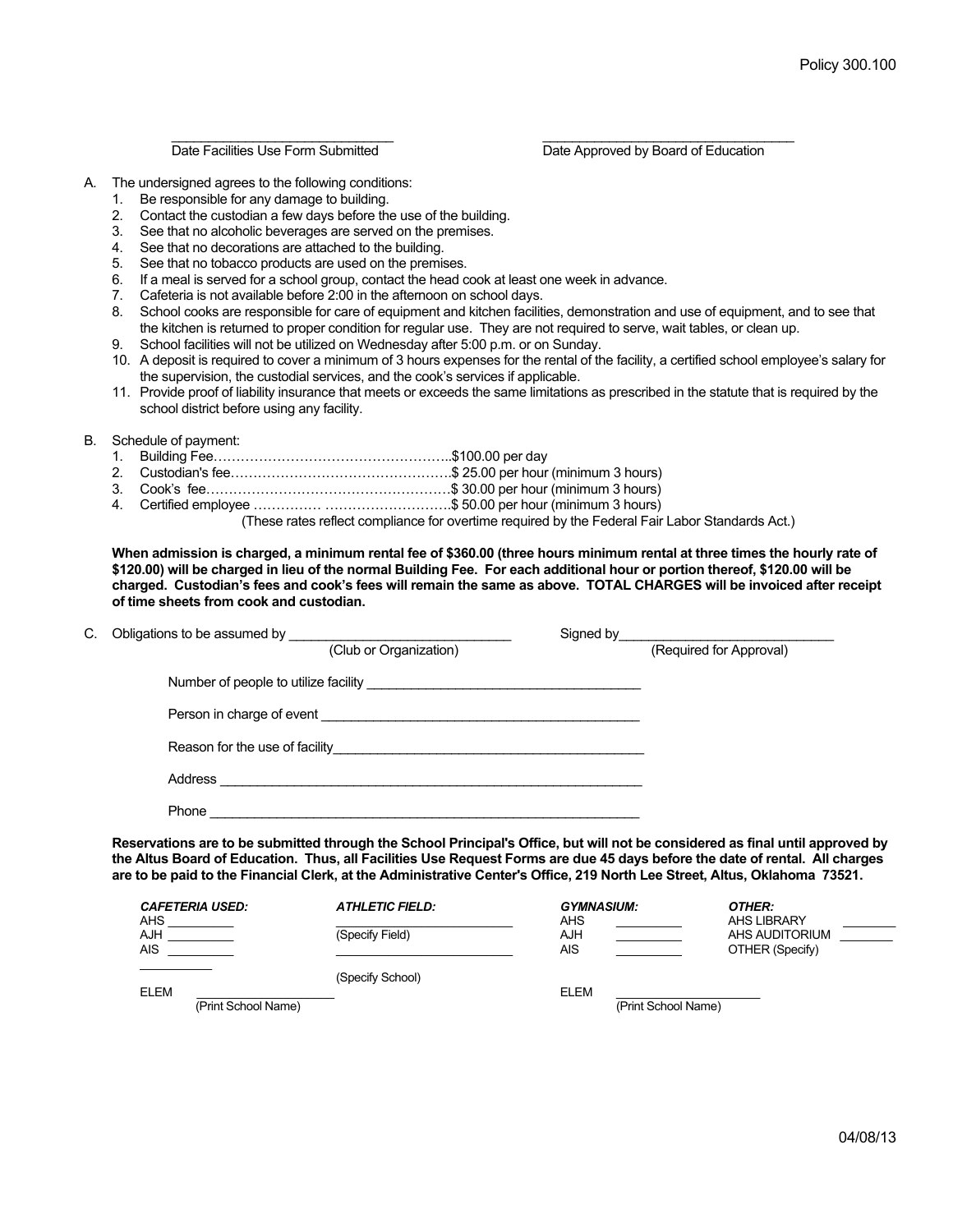Policy 300.100

\_\_\_\_\_\_\_\_\_\_\_\_\_\_\_\_\_\_\_\_\_\_\_\_\_\_\_\_\_\_ Date Facilities Use Form Submitted

\_\_\_\_\_\_\_\_\_\_\_\_\_\_\_\_\_\_\_\_\_\_\_\_\_\_\_\_\_\_ Date Approved by Board of Education

A. The undersigned agrees to the following conditions:
   1. Be responsible for any damage to building.
   2. Contact the custodian a few days before the use of the building.
   3. See that no alcoholic beverages are served on the premises.
   4. See that no decorations are attached to the building.
   5. See that no tobacco products are used on the premises.
   6. If a meal is served for a school group, contact the head cook at least one week in advance.
   7. Cafeteria is not available before 2:00 in the afternoon on school days.
   8. School cooks are responsible for care of equipment and kitchen facilities, demonstration and use of equipment, and to see that the kitchen is returned to proper condition for regular use. They are not required to serve, wait tables, or clean up.
   9. School facilities will not be utilized on Wednesday after 5:00 p.m. or on Sunday.
   10. A deposit is required to cover a minimum of 3 hours expenses for the rental of the facility, a certified school employee's salary for the supervision, the custodial services, and the cook's services if applicable.
   11. Provide proof of liability insurance that meets or exceeds the same limitations as prescribed in the statute that is required by the school district before using any facility.

B. Schedule of payment:
   1. Building Fee……………………………………………..$100.00 per day
   2. Custodian's fee…………………………………………$ 25.00 per hour (minimum 3 hours)
   3. Cook's fee………………………………………………$ 30.00 per hour (minimum 3 hours)
   4. Certified employee ………….. ………………………$ 50.00 per hour (minimum 3 hours)

   (These rates reflect compliance for overtime required by the Federal Fair Labor Standards Act.)

**When admission is charged, a minimum rental fee of $360.00 (three hours minimum rental at three times the hourly rate of $120.00) will be charged in lieu of the normal Building Fee. For each additional hour or portion thereof, $120.00 will be charged. Custodian's fees and cook's fees will remain the same as above. TOTAL CHARGES will be invoiced after receipt of time sheets from cook and custodian.**

C. Obligations to be assumed by \_\_\_\_\_\_\_\_\_\_\_\_\_\_\_\_\_\_\_\_\_\_\_\_\_\_\_\_ (Club or Organization) Signed by\_\_\_\_\_\_\_\_\_\_\_\_\_\_\_\_\_\_\_\_\_\_\_\_\_\_\_\_ (Required for Approval)

Number of people to utilize facility \_\_\_\_\_\_\_\_\_\_\_\_\_\_\_\_\_\_\_\_\_\_\_\_\_\_\_\_\_\_\_\_\_\_\_\_

Person in charge of event \_\_\_\_\_\_\_\_\_\_\_\_\_\_\_\_\_\_\_\_\_\_\_\_\_\_\_\_\_\_\_\_\_\_\_\_\_\_\_\_\_\_

Reason for the use of facility\_\_\_\_\_\_\_\_\_\_\_\_\_\_\_\_\_\_\_\_\_\_\_\_\_\_\_\_\_\_\_\_\_\_\_\_\_\_\_\_\_

Address \_\_\_\_\_\_\_\_\_\_\_\_\_\_\_\_\_\_\_\_\_\_\_\_\_\_\_\_\_\_\_\_\_\_\_\_\_\_\_\_\_\_\_\_\_\_\_\_\_\_\_\_\_\_\_\_\_

Phone \_\_\_\_\_\_\_\_\_\_\_\_\_\_\_\_\_\_\_\_\_\_\_\_\_\_\_\_\_\_\_\_\_\_\_\_\_\_\_\_\_\_\_\_\_\_\_\_\_\_\_\_\_\_\_\_\_\_\_

**Reservations are to be submitted through the School Principal's Office, but will not be considered as final until approved by the Altus Board of Education. Thus, all Facilities Use Request Forms are due 45 days before the date of rental. All charges are to be paid to the Financial Clerk, at the Administrative Center's Office, 219 North Lee Street, Altus, Oklahoma 73521.**

***CAFETERIA USED:***
- AHS \_\_\_\_\_\_\_\_\_
- AJH \_\_\_\_\_\_\_\_\_
- AIS \_\_\_\_\_\_\_\_\_
- \_\_\_\_\_\_\_\_\_\_
- ELEM \_\_\_\_\_\_\_\_\_\_\_\_\_\_\_\_\_\_ (Print School Name)

***ATHLETIC FIELD:***
- \_\_\_\_\_\_\_\_\_\_\_\_\_\_\_\_\_\_\_\_\_\_\_\_ (Specify Field)
- \_\_\_\_\_\_\_\_\_\_\_\_\_\_\_\_\_\_\_\_\_\_\_\_ (Specify School)

***GYMNASIUM:***
- AHS \_\_\_\_\_\_\_\_\_
- AJH \_\_\_\_\_\_\_\_\_
- AIS \_\_\_\_\_\_\_\_\_
- ELEM \_\_\_\_\_\_\_\_\_\_\_\_\_\_\_\_\_\_ (Print School Name)

***OTHER:***
- AHS LIBRARY \_\_\_\_\_\_\_\_
- AHS AUDITORIUM \_\_\_\_\_\_\_\_
- OTHER (Specify)

04/08/13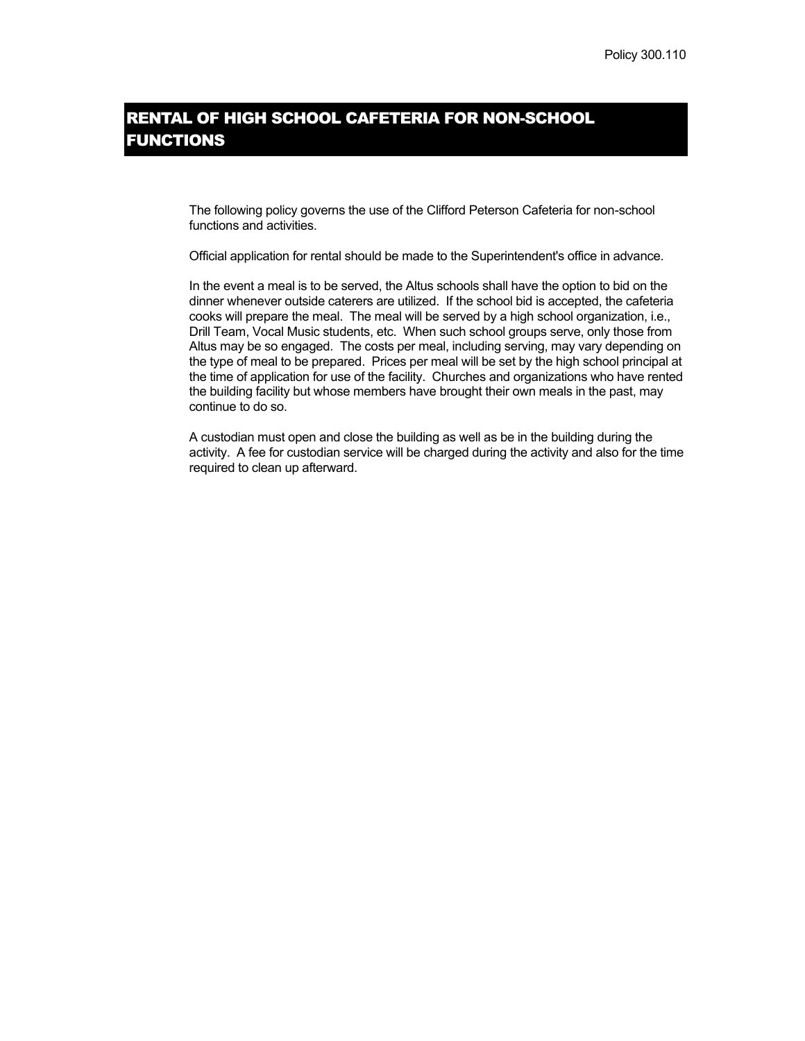Policy 300.110

# RENTAL OF HIGH SCHOOL CAFETERIA FOR NON-SCHOOL FUNCTIONS

The following policy governs the use of the Clifford Peterson Cafeteria for non-school functions and activities.

Official application for rental should be made to the Superintendent's office in advance.

In the event a meal is to be served, the Altus schools shall have the option to bid on the dinner whenever outside caterers are utilized. If the school bid is accepted, the cafeteria cooks will prepare the meal. The meal will be served by a high school organization, i.e., Drill Team, Vocal Music students, etc. When such school groups serve, only those from Altus may be so engaged. The costs per meal, including serving, may vary depending on the type of meal to be prepared. Prices per meal will be set by the high school principal at the time of application for use of the facility. Churches and organizations who have rented the building facility but whose members have brought their own meals in the past, may continue to do so.

A custodian must open and close the building as well as be in the building during the activity. A fee for custodian service will be charged during the activity and also for the time required to clean up afterward.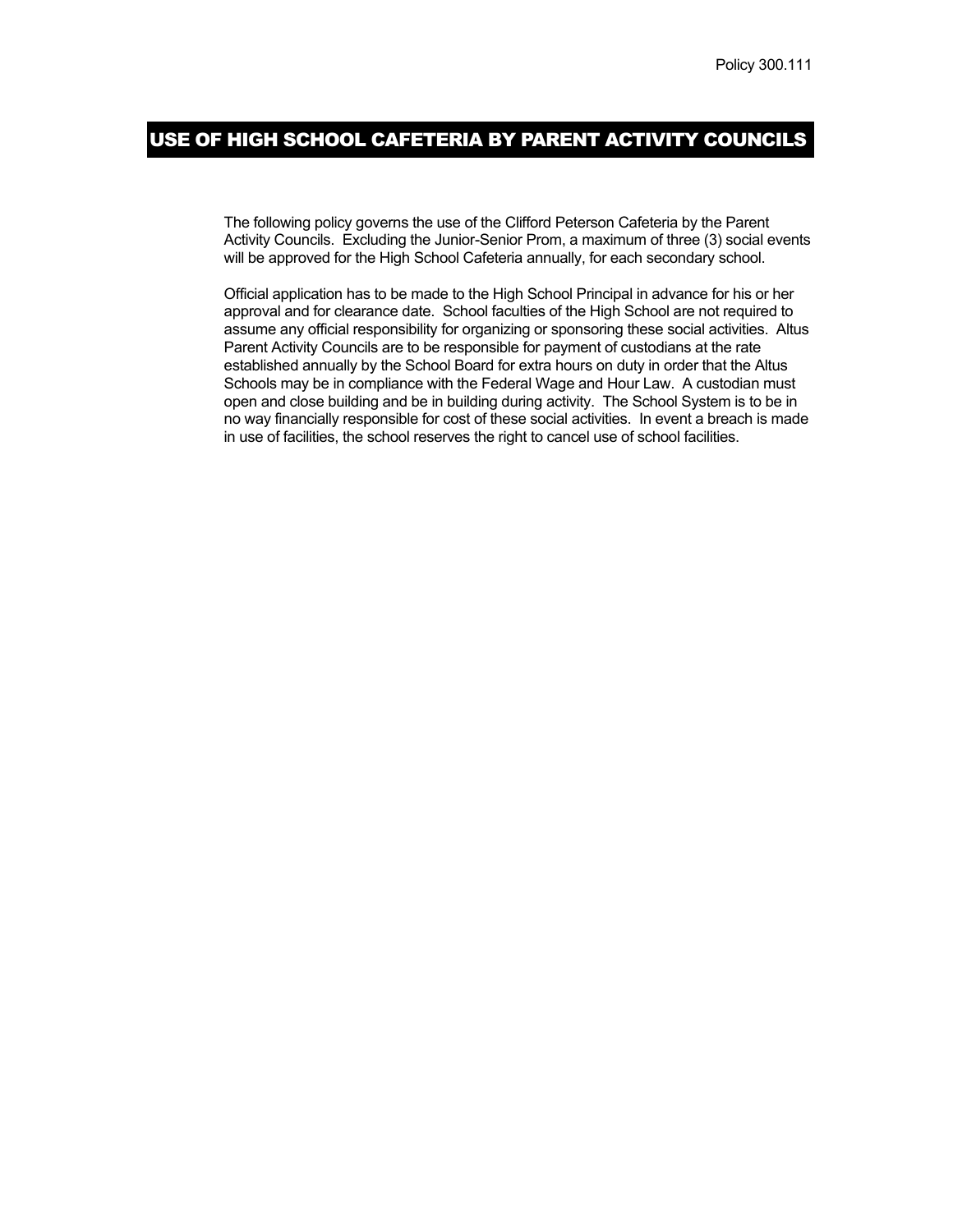Policy 300.111

# USE OF HIGH SCHOOL CAFETERIA BY PARENT ACTIVITY COUNCILS

The following policy governs the use of the Clifford Peterson Cafeteria by the Parent Activity Councils. Excluding the Junior-Senior Prom, a maximum of three (3) social events will be approved for the High School Cafeteria annually, for each secondary school.

Official application has to be made to the High School Principal in advance for his or her approval and for clearance date. School faculties of the High School are not required to assume any official responsibility for organizing or sponsoring these social activities. Altus Parent Activity Councils are to be responsible for payment of custodians at the rate established annually by the School Board for extra hours on duty in order that the Altus Schools may be in compliance with the Federal Wage and Hour Law. A custodian must open and close building and be in building during activity. The School System is to be in no way financially responsible for cost of these social activities. In event a breach is made in use of facilities, the school reserves the right to cancel use of school facilities.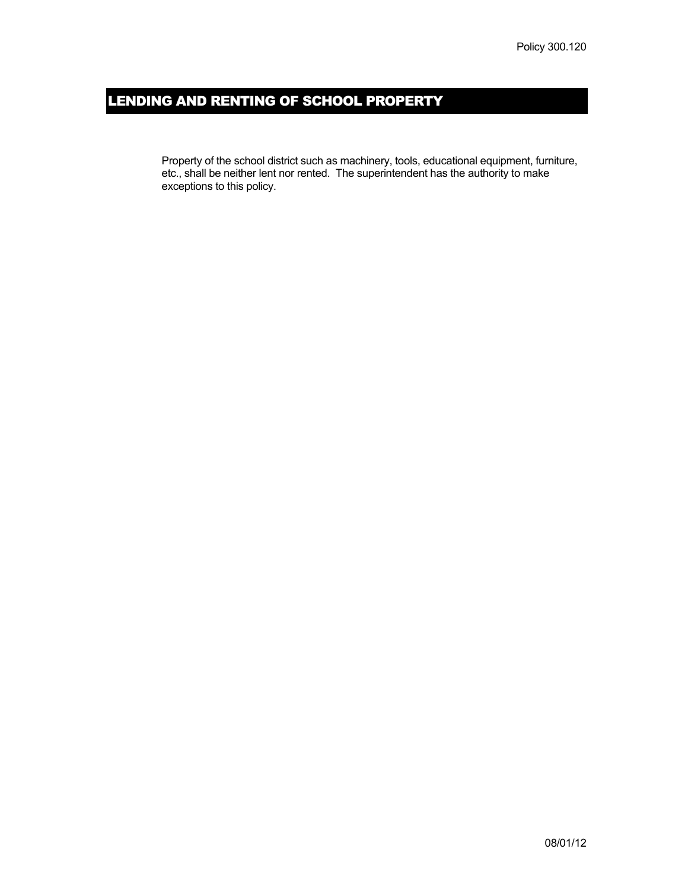Policy 300.120

# LENDING AND RENTING OF SCHOOL PROPERTY

Property of the school district such as machinery, tools, educational equipment, furniture, etc., shall be neither lent nor rented. The superintendent has the authority to make exceptions to this policy.

08/01/12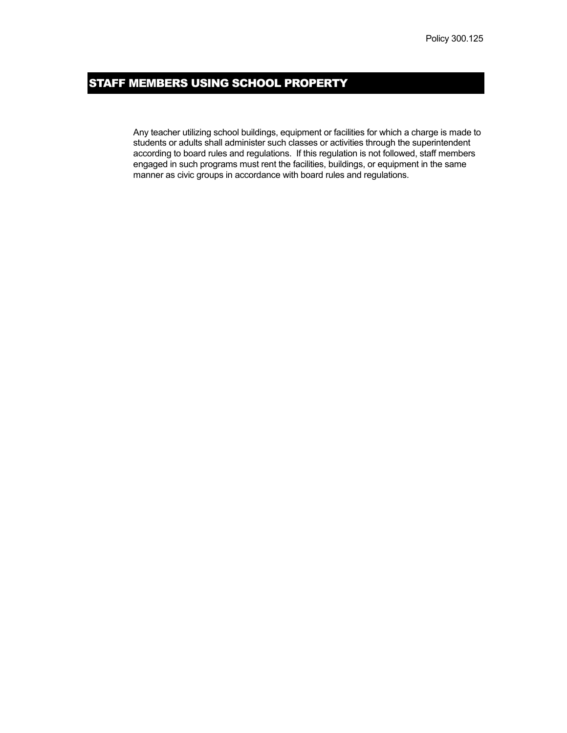Policy 300.125

# STAFF MEMBERS USING SCHOOL PROPERTY

Any teacher utilizing school buildings, equipment or facilities for which a charge is made to students or adults shall administer such classes or activities through the superintendent according to board rules and regulations. If this regulation is not followed, staff members engaged in such programs must rent the facilities, buildings, or equipment in the same manner as civic groups in accordance with board rules and regulations.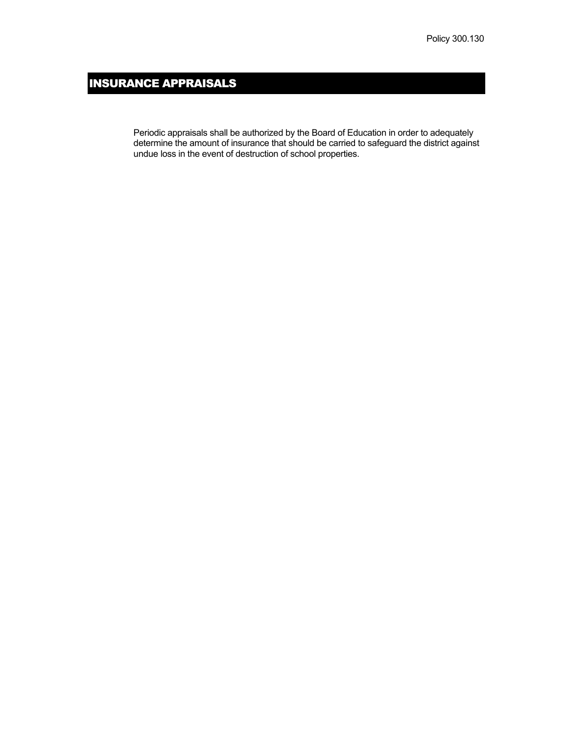Policy 300.130

# INSURANCE APPRAISALS

Periodic appraisals shall be authorized by the Board of Education in order to adequately determine the amount of insurance that should be carried to safeguard the district against undue loss in the event of destruction of school properties.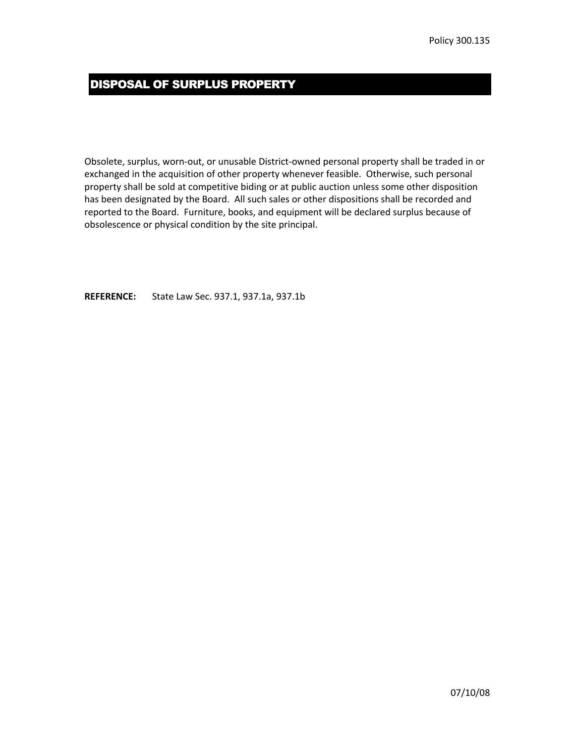Policy 300.135

# DISPOSAL OF SURPLUS PROPERTY

Obsolete, surplus, worn-out, or unusable District-owned personal property shall be traded in or exchanged in the acquisition of other property whenever feasible. Otherwise, such personal property shall be sold at competitive biding or at public auction unless some other disposition has been designated by the Board. All such sales or other dispositions shall be recorded and reported to the Board. Furniture, books, and equipment will be declared surplus because of obsolescence or physical condition by the site principal.

**REFERENCE:** State Law Sec. 937.1, 937.1a, 937.1b

07/10/08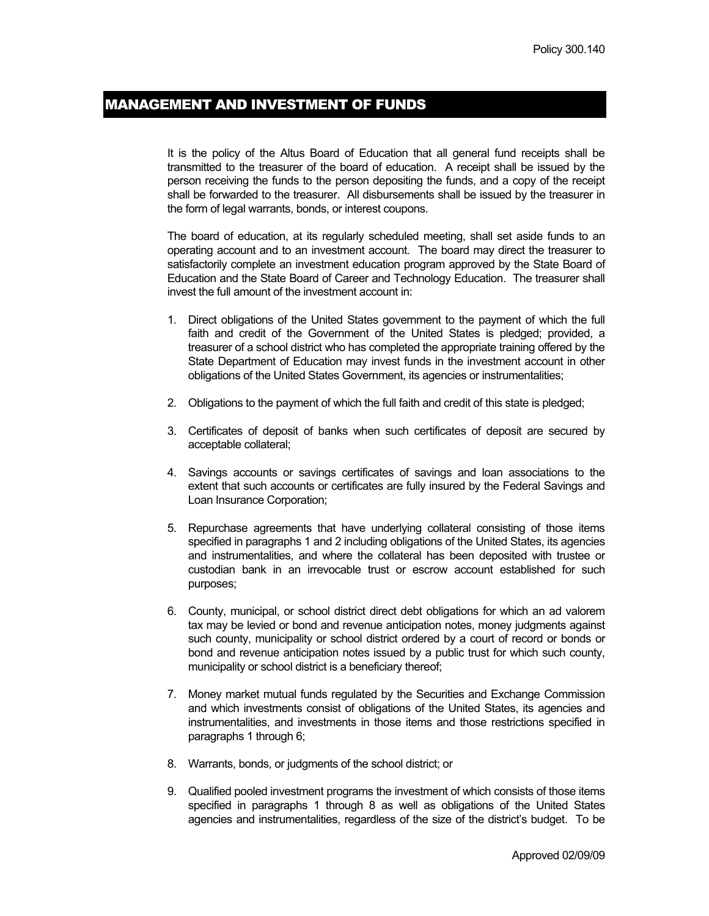## MANAGEMENT AND INVESTMENT OF FUNDS

It is the policy of the Altus Board of Education that all general fund receipts shall be transmitted to the treasurer of the board of education. A receipt shall be issued by the person receiving the funds to the person depositing the funds, and a copy of the receipt shall be forwarded to the treasurer. All disbursements shall be issued by the treasurer in the form of legal warrants, bonds, or interest coupons.

The board of education, at its regularly scheduled meeting, shall set aside funds to an operating account and to an investment account. The board may direct the treasurer to satisfactorily complete an investment education program approved by the State Board of Education and the State Board of Career and Technology Education. The treasurer shall invest the full amount of the investment account in:

1. Direct obligations of the United States government to the payment of which the full faith and credit of the Government of the United States is pledged; provided, a treasurer of a school district who has completed the appropriate training offered by the State Department of Education may invest funds in the investment account in other obligations of the United States Government, its agencies or instrumentalities;

2. Obligations to the payment of which the full faith and credit of this state is pledged;

3. Certificates of deposit of banks when such certificates of deposit are secured by acceptable collateral;

4. Savings accounts or savings certificates of savings and loan associations to the extent that such accounts or certificates are fully insured by the Federal Savings and Loan Insurance Corporation;

5. Repurchase agreements that have underlying collateral consisting of those items specified in paragraphs 1 and 2 including obligations of the United States, its agencies and instrumentalities, and where the collateral has been deposited with trustee or custodian bank in an irrevocable trust or escrow account established for such purposes;

6. County, municipal, or school district direct debt obligations for which an ad valorem tax may be levied or bond and revenue anticipation notes, money judgments against such county, municipality or school district ordered by a court of record or bonds or bond and revenue anticipation notes issued by a public trust for which such county, municipality or school district is a beneficiary thereof;

7. Money market mutual funds regulated by the Securities and Exchange Commission and which investments consist of obligations of the United States, its agencies and instrumentalities, and investments in those items and those restrictions specified in paragraphs 1 through 6;

8. Warrants, bonds, or judgments of the school district; or

9. Qualified pooled investment programs the investment of which consists of those items specified in paragraphs 1 through 8 as well as obligations of the United States agencies and instrumentalities, regardless of the size of the district's budget. To be

Approved 02/09/09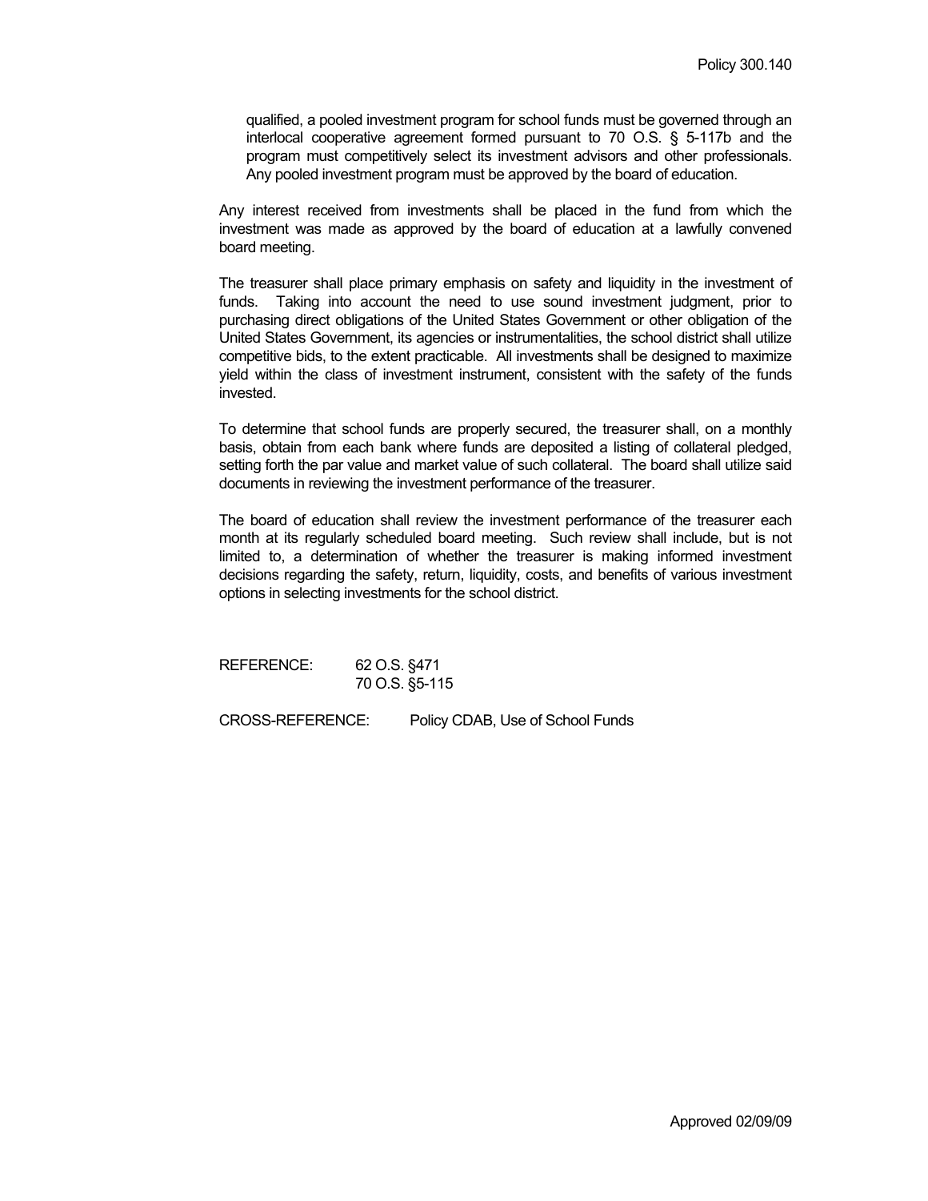qualified, a pooled investment program for school funds must be governed through an interlocal cooperative agreement formed pursuant to 70 O.S. § 5-117b and the program must competitively select its investment advisors and other professionals. Any pooled investment program must be approved by the board of education.

Any interest received from investments shall be placed in the fund from which the investment was made as approved by the board of education at a lawfully convened board meeting.

The treasurer shall place primary emphasis on safety and liquidity in the investment of funds. Taking into account the need to use sound investment judgment, prior to purchasing direct obligations of the United States Government or other obligation of the United States Government, its agencies or instrumentalities, the school district shall utilize competitive bids, to the extent practicable. All investments shall be designed to maximize yield within the class of investment instrument, consistent with the safety of the funds invested.

To determine that school funds are properly secured, the treasurer shall, on a monthly basis, obtain from each bank where funds are deposited a listing of collateral pledged, setting forth the par value and market value of such collateral. The board shall utilize said documents in reviewing the investment performance of the treasurer.

The board of education shall review the investment performance of the treasurer each month at its regularly scheduled board meeting. Such review shall include, but is not limited to, a determination of whether the treasurer is making informed investment decisions regarding the safety, return, liquidity, costs, and benefits of various investment options in selecting investments for the school district.

REFERENCE: 62 O.S. §471
70 O.S. §5-115

CROSS-REFERENCE: Policy CDAB, Use of School Funds

Approved 02/09/09